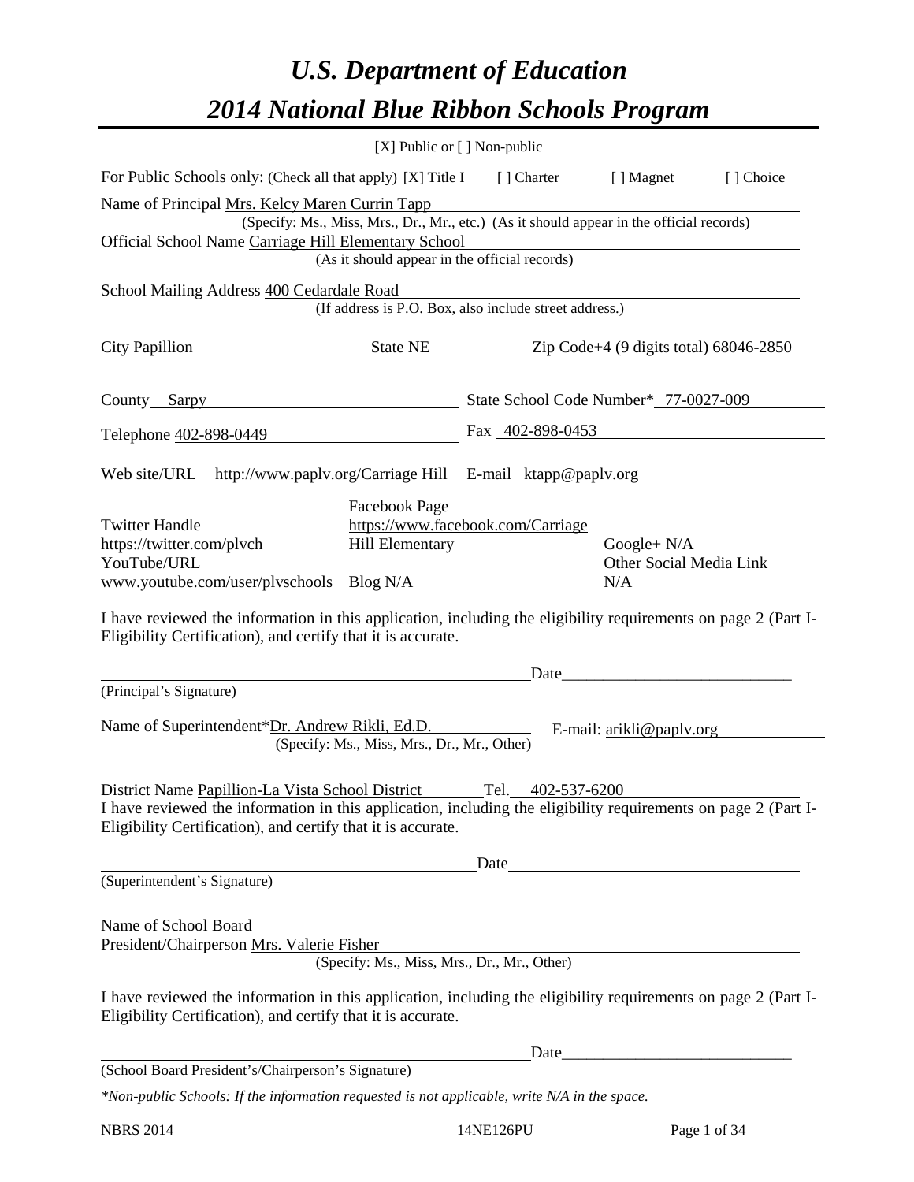# U.S. Department of Education

# 2014 National Blue Ribbon Schools Program

[X] Public or [ ] Non-public

For Public Schools only: (Check all that apply) [X] Title I [ ] Charter [ ] Magnet [ ] Choice

Name of Principal Mrs. Kelcy Maren Currin Tapp
(Specify: Ms., Miss, Mrs., Dr., Mr., etc.) (As it should appear in the official records)

Official School Name Carriage Hill Elementary School
(As it should appear in the official records)

School Mailing Address 400 Cedardale Road
(If address is P.O. Box, also include street address.)

City Papillion State NE Zip Code+4 (9 digits total) 68046-2850

County Sarpy State School Code Number* 77-0027-009

Telephone 402-898-0449 Fax 402-898-0453

Web site/URL http://www.paplv.org/Carriage Hill E-mail ktapp@paplv.org

Twitter Handle https://twitter.com/plvch
Facebook Page https://www.facebook.com/Carriage Hill Elementary
Google+ N/A
YouTube/URL www.youtube.com/user/plvschools
Blog N/A
Other Social Media Link N/A

I have reviewed the information in this application, including the eligibility requirements on page 2 (Part I-Eligibility Certification), and certify that it is accurate.

_________________________________________ Date_________________________
(Principal's Signature)

Name of Superintendent*Dr. Andrew Rikli, Ed.D.
(Specify: Ms., Miss, Mrs., Dr., Mr., Other)
E-mail: arikli@paplv.org

District Name Papillion-La Vista School District Tel. 402-537-6200

I have reviewed the information in this application, including the eligibility requirements on page 2 (Part I-Eligibility Certification), and certify that it is accurate.

_________________________________________ Date_________________________
(Superintendent's Signature)

Name of School Board
President/Chairperson Mrs. Valerie Fisher
(Specify: Ms., Miss, Mrs., Dr., Mr., Other)

I have reviewed the information in this application, including the eligibility requirements on page 2 (Part I-Eligibility Certification), and certify that it is accurate.

_________________________________________ Date_________________________
(School Board President's/Chairperson's Signature)

*\*Non-public Schools: If the information requested is not applicable, write N/A in the space.*

NBRS 2014 14NE126PU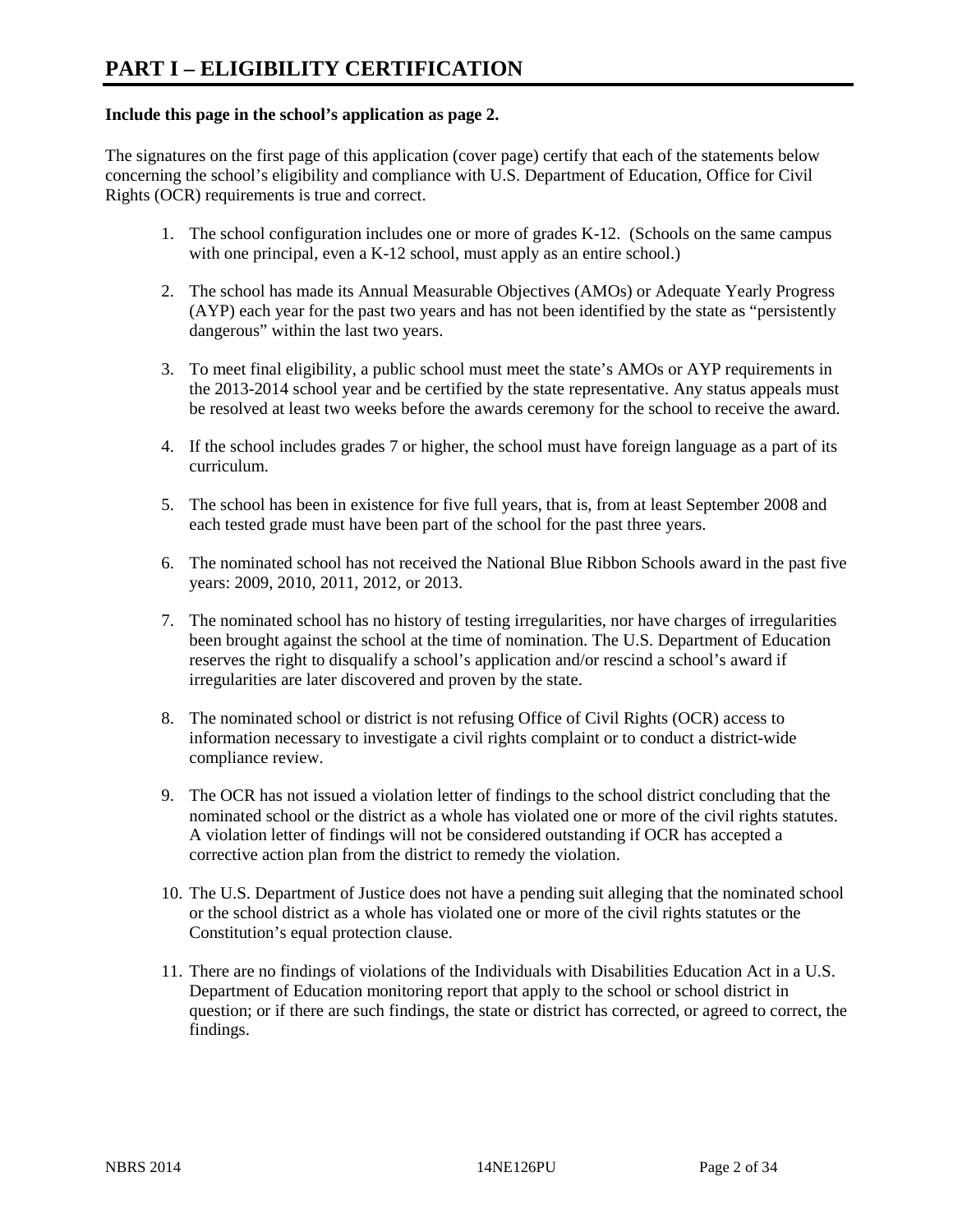# PART I – ELIGIBILITY CERTIFICATION

**Include this page in the school's application as page 2.**

The signatures on the first page of this application (cover page) certify that each of the statements below concerning the school's eligibility and compliance with U.S. Department of Education, Office for Civil Rights (OCR) requirements is true and correct.

1. The school configuration includes one or more of grades K-12. (Schools on the same campus with one principal, even a K-12 school, must apply as an entire school.)

2. The school has made its Annual Measurable Objectives (AMOs) or Adequate Yearly Progress (AYP) each year for the past two years and has not been identified by the state as "persistently dangerous" within the last two years.

3. To meet final eligibility, a public school must meet the state's AMOs or AYP requirements in the 2013-2014 school year and be certified by the state representative. Any status appeals must be resolved at least two weeks before the awards ceremony for the school to receive the award.

4. If the school includes grades 7 or higher, the school must have foreign language as a part of its curriculum.

5. The school has been in existence for five full years, that is, from at least September 2008 and each tested grade must have been part of the school for the past three years.

6. The nominated school has not received the National Blue Ribbon Schools award in the past five years: 2009, 2010, 2011, 2012, or 2013.

7. The nominated school has no history of testing irregularities, nor have charges of irregularities been brought against the school at the time of nomination. The U.S. Department of Education reserves the right to disqualify a school's application and/or rescind a school's award if irregularities are later discovered and proven by the state.

8. The nominated school or district is not refusing Office of Civil Rights (OCR) access to information necessary to investigate a civil rights complaint or to conduct a district-wide compliance review.

9. The OCR has not issued a violation letter of findings to the school district concluding that the nominated school or the district as a whole has violated one or more of the civil rights statutes. A violation letter of findings will not be considered outstanding if OCR has accepted a corrective action plan from the district to remedy the violation.

10. The U.S. Department of Justice does not have a pending suit alleging that the nominated school or the school district as a whole has violated one or more of the civil rights statutes or the Constitution's equal protection clause.

11. There are no findings of violations of the Individuals with Disabilities Education Act in a U.S. Department of Education monitoring report that apply to the school or school district in question; or if there are such findings, the state or district has corrected, or agreed to correct, the findings.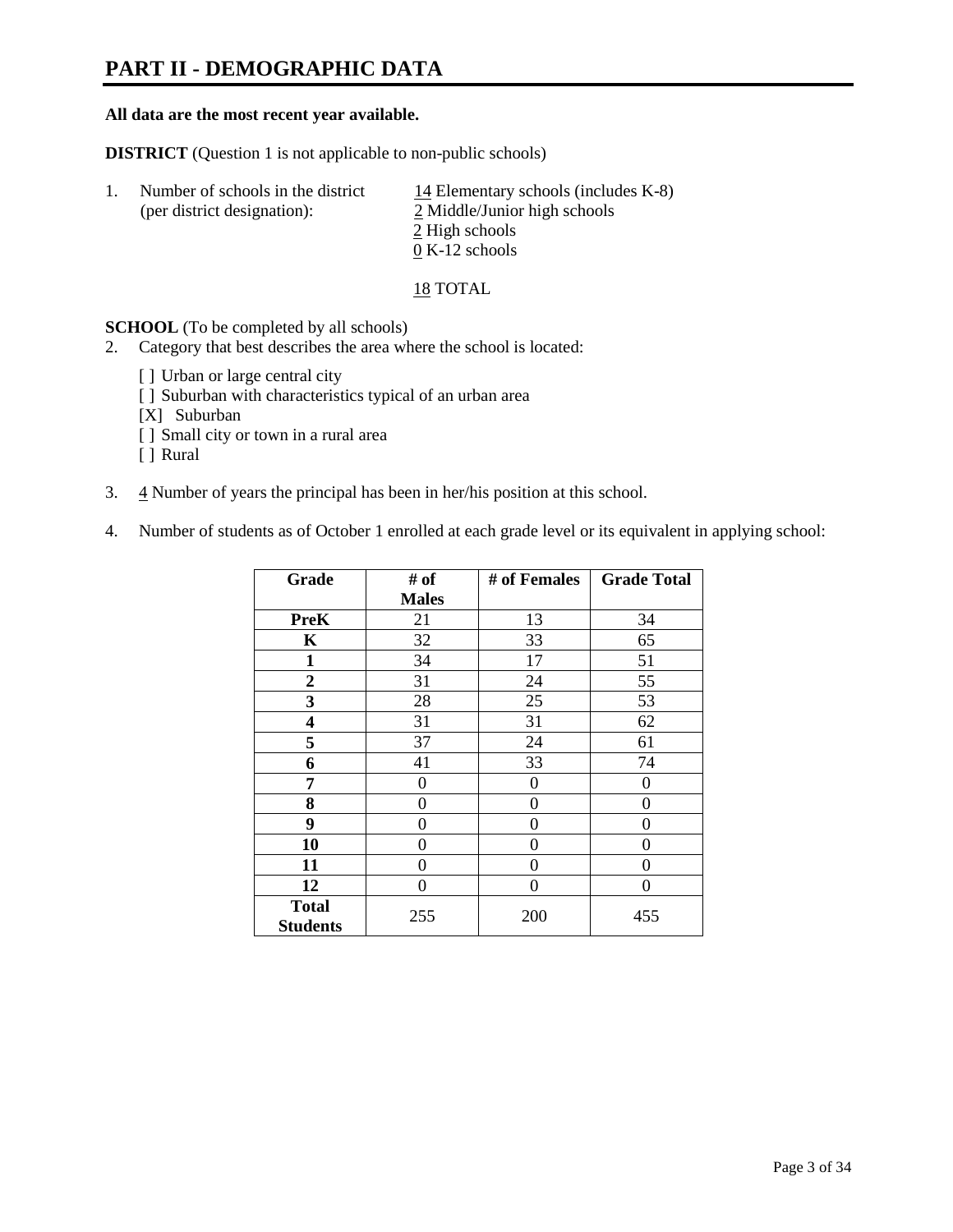# PART II - DEMOGRAPHIC DATA

**All data are the most recent year available.**

**DISTRICT** (Question 1 is not applicable to non-public schools)

1. Number of schools in the district (per district designation):
   - 14 Elementary schools (includes K-8)
   - 2 Middle/Junior high schools
   - 2 High schools
   - 0 K-12 schools

   18 TOTAL

**SCHOOL** (To be completed by all schools)

2. Category that best describes the area where the school is located:

   [ ] Urban or large central city
   [ ] Suburban with characteristics typical of an urban area
   [X] Suburban
   [ ] Small city or town in a rural area
   [ ] Rural

3. 4 Number of years the principal has been in her/his position at this school.

4. Number of students as of October 1 enrolled at each grade level or its equivalent in applying school:

| Grade | # of Males | # of Females | Grade Total |
|---|---|---|---|
| **PreK** | 21 | 13 | 34 |
| **K** | 32 | 33 | 65 |
| **1** | 34 | 17 | 51 |
| **2** | 31 | 24 | 55 |
| **3** | 28 | 25 | 53 |
| **4** | 31 | 31 | 62 |
| **5** | 37 | 24 | 61 |
| **6** | 41 | 33 | 74 |
| **7** | 0 | 0 | 0 |
| **8** | 0 | 0 | 0 |
| **9** | 0 | 0 | 0 |
| **10** | 0 | 0 | 0 |
| **11** | 0 | 0 | 0 |
| **12** | 0 | 0 | 0 |
| **Total Students** | 255 | 200 | 455 |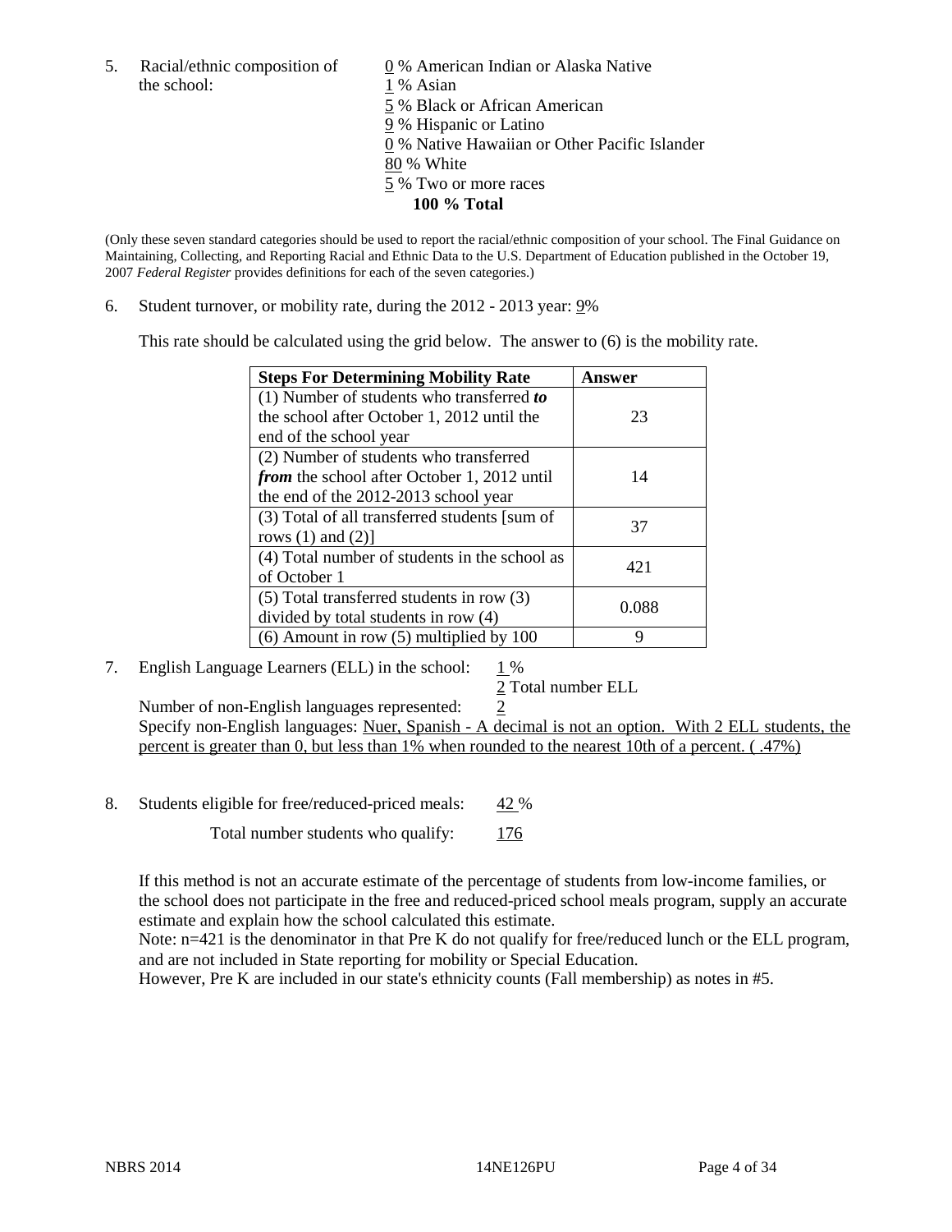5. Racial/ethnic composition of the school:

0 % American Indian or Alaska Native
1 % Asian
5 % Black or African American
9 % Hispanic or Latino
0 % Native Hawaiian or Other Pacific Islander
80 % White
5 % Two or more races
**100 % Total**

(Only these seven standard categories should be used to report the racial/ethnic composition of your school. The Final Guidance on Maintaining, Collecting, and Reporting Racial and Ethnic Data to the U.S. Department of Education published in the October 19, 2007 *Federal Register* provides definitions for each of the seven categories.)

6. Student turnover, or mobility rate, during the 2012 - 2013 year: 9%

This rate should be calculated using the grid below. The answer to (6) is the mobility rate.

| **Steps For Determining Mobility Rate** | **Answer** |
|---|---|
| (1) Number of students who transferred ***to*** the school after October 1, 2012 until the end of the school year | 23 |
| (2) Number of students who transferred ***from*** the school after October 1, 2012 until the end of the 2012-2013 school year | 14 |
| (3) Total of all transferred students [sum of rows (1) and (2)] | 37 |
| (4) Total number of students in the school as of October 1 | 421 |
| (5) Total transferred students in row (3) divided by total students in row (4) | 0.088 |
| (6) Amount in row (5) multiplied by 100 | 9 |

7. English Language Learners (ELL) in the school: 1 %

2 Total number ELL

Number of non-English languages represented: 2

Specify non-English languages: Nuer, Spanish - A decimal is not an option. With 2 ELL students, the percent is greater than 0, but less than 1% when rounded to the nearest 10th of a percent. ( .47%)

8. Students eligible for free/reduced-priced meals: 42 %

Total number students who qualify: 176

If this method is not an accurate estimate of the percentage of students from low-income families, or the school does not participate in the free and reduced-priced school meals program, supply an accurate estimate and explain how the school calculated this estimate.

Note: n=421 is the denominator in that Pre K do not qualify for free/reduced lunch or the ELL program, and are not included in State reporting for mobility or Special Education.

However, Pre K are included in our state's ethnicity counts (Fall membership) as notes in #5.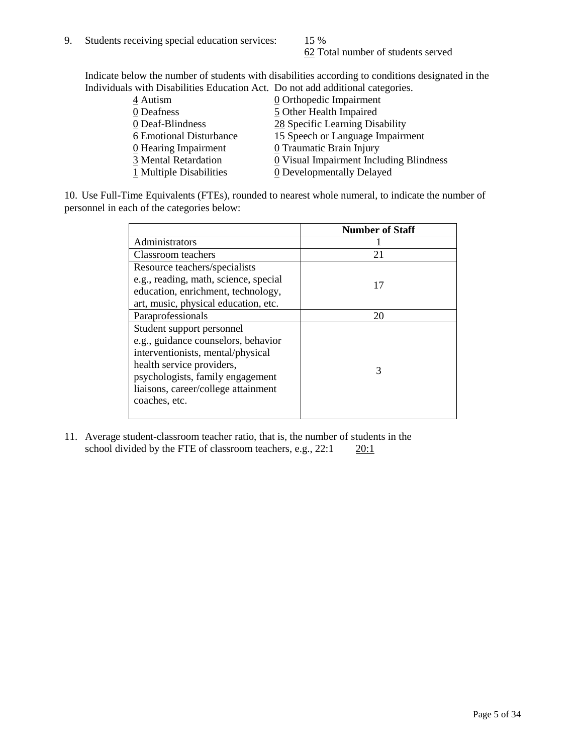9. Students receiving special education services: 15 %
   62 Total number of students served

Indicate below the number of students with disabilities according to conditions designated in the Individuals with Disabilities Education Act. Do not add additional categories.

4 Autism
0 Deafness
0 Deaf-Blindness
6 Emotional Disturbance
0 Hearing Impairment
3 Mental Retardation
1 Multiple Disabilities
0 Orthopedic Impairment
5 Other Health Impaired
28 Specific Learning Disability
15 Speech or Language Impairment
0 Traumatic Brain Injury
0 Visual Impairment Including Blindness
0 Developmentally Delayed

10. Use Full-Time Equivalents (FTEs), rounded to nearest whole numeral, to indicate the number of personnel in each of the categories below:

| | Number of Staff |
|---|---|
| Administrators | 1 |
| Classroom teachers | 21 |
| Resource teachers/specialists e.g., reading, math, science, special education, enrichment, technology, art, music, physical education, etc. | 17 |
| Paraprofessionals | 20 |
| Student support personnel e.g., guidance counselors, behavior interventionists, mental/physical health service providers, psychologists, family engagement liaisons, career/college attainment coaches, etc. | 3 |

11. Average student-classroom teacher ratio, that is, the number of students in the school divided by the FTE of classroom teachers, e.g., 22:1 20:1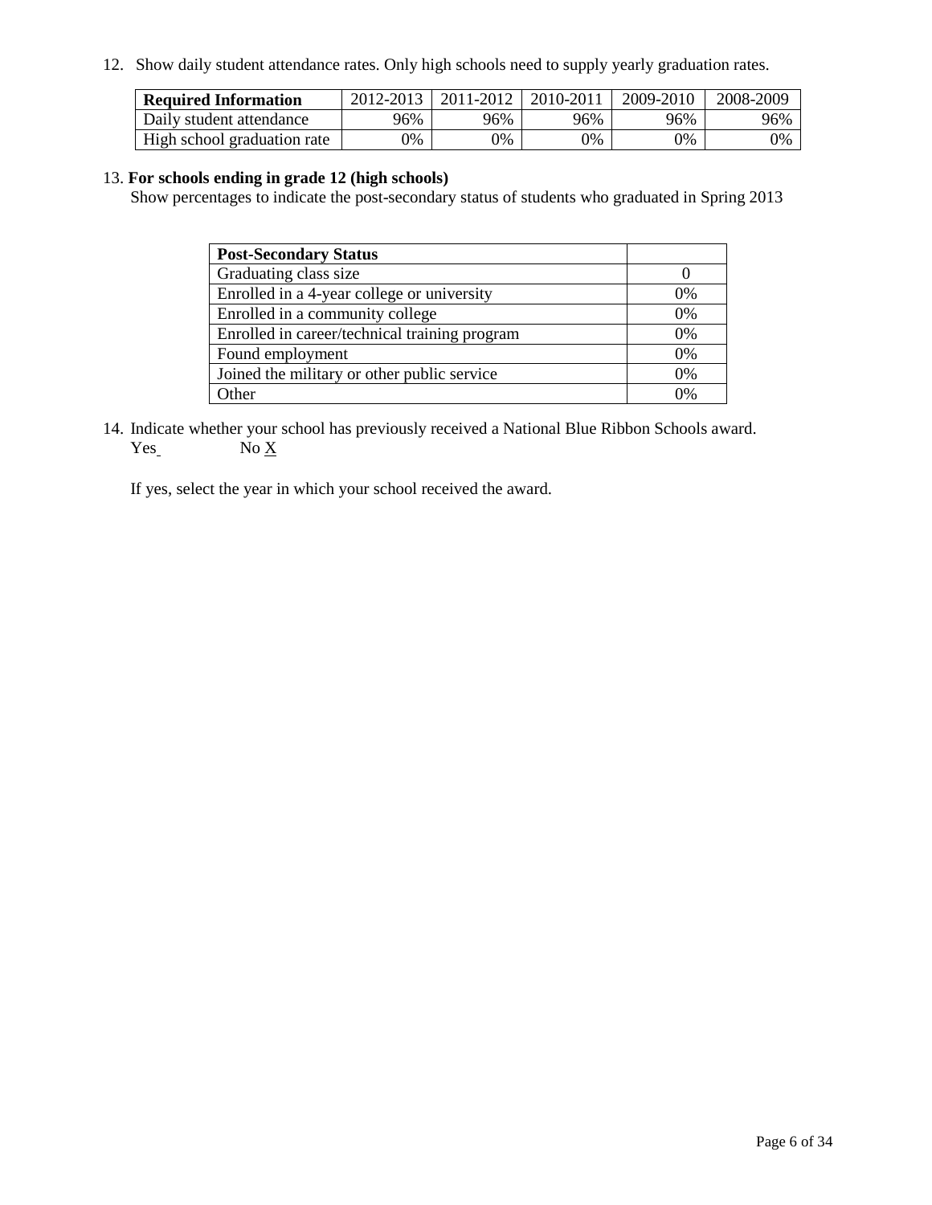12. Show daily student attendance rates. Only high schools need to supply yearly graduation rates.

| **Required Information** | 2012-2013 | 2011-2012 | 2010-2011 | 2009-2010 | 2008-2009 |
|---|---|---|---|---|---|
| Daily student attendance | 96% | 96% | 96% | 96% | 96% |
| High school graduation rate | 0% | 0% | 0% | 0% | 0% |

13. **For schools ending in grade 12 (high schools)**
Show percentages to indicate the post-secondary status of students who graduated in Spring 2013

| **Post-Secondary Status** | |
|---|---|
| Graduating class size | 0 |
| Enrolled in a 4-year college or university | 0% |
| Enrolled in a community college | 0% |
| Enrolled in career/technical training program | 0% |
| Found employment | 0% |
| Joined the military or other public service | 0% |
| Other | 0% |

14. Indicate whether your school has previously received a National Blue Ribbon Schools award.
Yes No X

If yes, select the year in which your school received the award.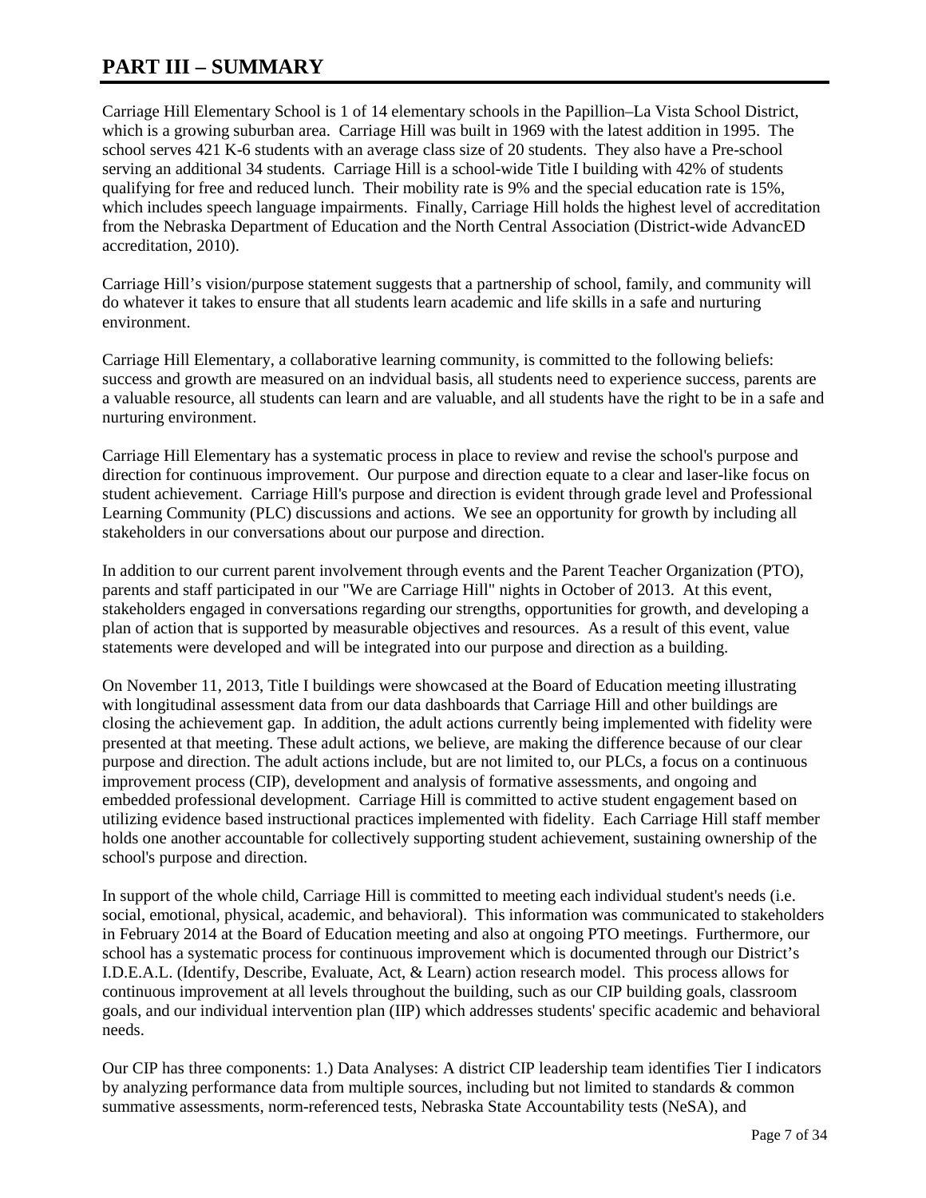# PART III – SUMMARY

Carriage Hill Elementary School is 1 of 14 elementary schools in the Papillion–La Vista School District, which is a growing suburban area. Carriage Hill was built in 1969 with the latest addition in 1995. The school serves 421 K-6 students with an average class size of 20 students. They also have a Pre-school serving an additional 34 students. Carriage Hill is a school-wide Title I building with 42% of students qualifying for free and reduced lunch. Their mobility rate is 9% and the special education rate is 15%, which includes speech language impairments. Finally, Carriage Hill holds the highest level of accreditation from the Nebraska Department of Education and the North Central Association (District-wide AdvancED accreditation, 2010).

Carriage Hill's vision/purpose statement suggests that a partnership of school, family, and community will do whatever it takes to ensure that all students learn academic and life skills in a safe and nurturing environment.

Carriage Hill Elementary, a collaborative learning community, is committed to the following beliefs: success and growth are measured on an indvidual basis, all students need to experience success, parents are a valuable resource, all students can learn and are valuable, and all students have the right to be in a safe and nurturing environment.

Carriage Hill Elementary has a systematic process in place to review and revise the school's purpose and direction for continuous improvement. Our purpose and direction equate to a clear and laser-like focus on student achievement. Carriage Hill's purpose and direction is evident through grade level and Professional Learning Community (PLC) discussions and actions. We see an opportunity for growth by including all stakeholders in our conversations about our purpose and direction.

In addition to our current parent involvement through events and the Parent Teacher Organization (PTO), parents and staff participated in our "We are Carriage Hill" nights in October of 2013. At this event, stakeholders engaged in conversations regarding our strengths, opportunities for growth, and developing a plan of action that is supported by measurable objectives and resources. As a result of this event, value statements were developed and will be integrated into our purpose and direction as a building.

On November 11, 2013, Title I buildings were showcased at the Board of Education meeting illustrating with longitudinal assessment data from our data dashboards that Carriage Hill and other buildings are closing the achievement gap. In addition, the adult actions currently being implemented with fidelity were presented at that meeting. These adult actions, we believe, are making the difference because of our clear purpose and direction. The adult actions include, but are not limited to, our PLCs, a focus on a continuous improvement process (CIP), development and analysis of formative assessments, and ongoing and embedded professional development. Carriage Hill is committed to active student engagement based on utilizing evidence based instructional practices implemented with fidelity. Each Carriage Hill staff member holds one another accountable for collectively supporting student achievement, sustaining ownership of the school's purpose and direction.

In support of the whole child, Carriage Hill is committed to meeting each individual student's needs (i.e. social, emotional, physical, academic, and behavioral). This information was communicated to stakeholders in February 2014 at the Board of Education meeting and also at ongoing PTO meetings. Furthermore, our school has a systematic process for continuous improvement which is documented through our District's I.D.E.A.L. (Identify, Describe, Evaluate, Act, & Learn) action research model. This process allows for continuous improvement at all levels throughout the building, such as our CIP building goals, classroom goals, and our individual intervention plan (IIP) which addresses students' specific academic and behavioral needs.

Our CIP has three components: 1.) Data Analyses: A district CIP leadership team identifies Tier I indicators by analyzing performance data from multiple sources, including but not limited to standards & common summative assessments, norm-referenced tests, Nebraska State Accountability tests (NeSA), and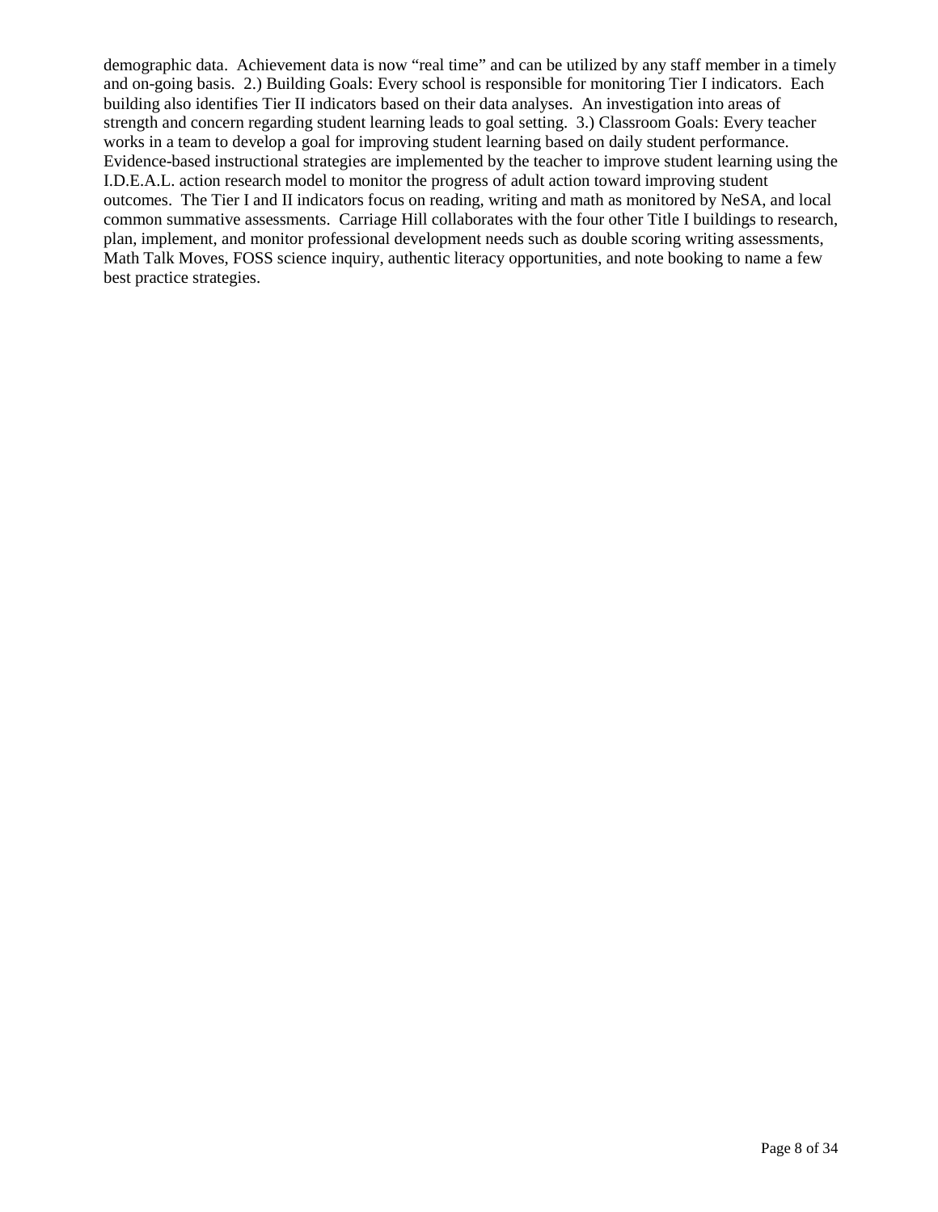demographic data. Achievement data is now "real time" and can be utilized by any staff member in a timely and on-going basis. 2.) Building Goals: Every school is responsible for monitoring Tier I indicators. Each building also identifies Tier II indicators based on their data analyses. An investigation into areas of strength and concern regarding student learning leads to goal setting. 3.) Classroom Goals: Every teacher works in a team to develop a goal for improving student learning based on daily student performance. Evidence-based instructional strategies are implemented by the teacher to improve student learning using the I.D.E.A.L. action research model to monitor the progress of adult action toward improving student outcomes. The Tier I and II indicators focus on reading, writing and math as monitored by NeSA, and local common summative assessments. Carriage Hill collaborates with the four other Title I buildings to research, plan, implement, and monitor professional development needs such as double scoring writing assessments, Math Talk Moves, FOSS science inquiry, authentic literacy opportunities, and note booking to name a few best practice strategies.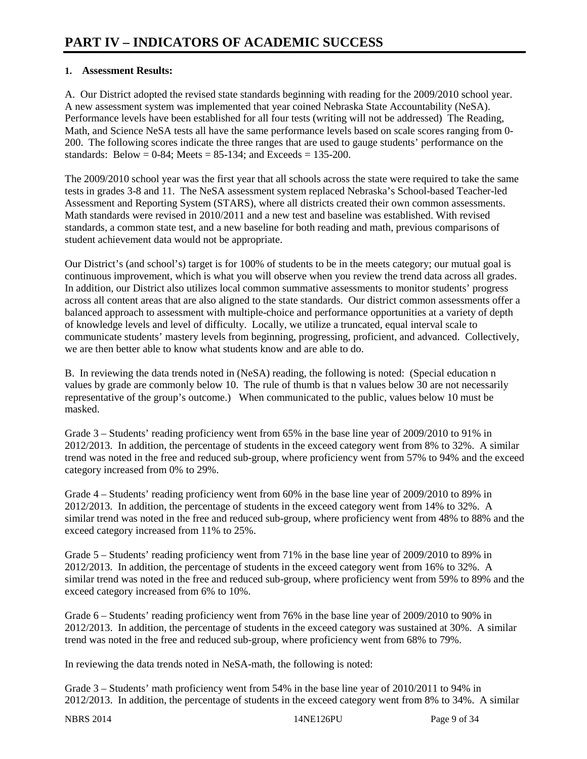# PART IV – INDICATORS OF ACADEMIC SUCCESS

**1. Assessment Results:**

A. Our District adopted the revised state standards beginning with reading for the 2009/2010 school year. A new assessment system was implemented that year coined Nebraska State Accountability (NeSA). Performance levels have been established for all four tests (writing will not be addressed) The Reading, Math, and Science NeSA tests all have the same performance levels based on scale scores ranging from 0-200. The following scores indicate the three ranges that are used to gauge students' performance on the standards: Below = 0-84; Meets = 85-134; and Exceeds = 135-200.

The 2009/2010 school year was the first year that all schools across the state were required to take the same tests in grades 3-8 and 11. The NeSA assessment system replaced Nebraska's School-based Teacher-led Assessment and Reporting System (STARS), where all districts created their own common assessments. Math standards were revised in 2010/2011 and a new test and baseline was established. With revised standards, a common state test, and a new baseline for both reading and math, previous comparisons of student achievement data would not be appropriate.

Our District's (and school's) target is for 100% of students to be in the meets category; our mutual goal is continuous improvement, which is what you will observe when you review the trend data across all grades. In addition, our District also utilizes local common summative assessments to monitor students' progress across all content areas that are also aligned to the state standards. Our district common assessments offer a balanced approach to assessment with multiple-choice and performance opportunities at a variety of depth of knowledge levels and level of difficulty. Locally, we utilize a truncated, equal interval scale to communicate students' mastery levels from beginning, progressing, proficient, and advanced. Collectively, we are then better able to know what students know and are able to do.

B. In reviewing the data trends noted in (NeSA) reading, the following is noted: (Special education n values by grade are commonly below 10. The rule of thumb is that n values below 30 are not necessarily representative of the group's outcome.) When communicated to the public, values below 10 must be masked.

Grade 3 – Students' reading proficiency went from 65% in the base line year of 2009/2010 to 91% in 2012/2013. In addition, the percentage of students in the exceed category went from 8% to 32%. A similar trend was noted in the free and reduced sub-group, where proficiency went from 57% to 94% and the exceed category increased from 0% to 29%.

Grade 4 – Students' reading proficiency went from 60% in the base line year of 2009/2010 to 89% in 2012/2013. In addition, the percentage of students in the exceed category went from 14% to 32%. A similar trend was noted in the free and reduced sub-group, where proficiency went from 48% to 88% and the exceed category increased from 11% to 25%.

Grade 5 – Students' reading proficiency went from 71% in the base line year of 2009/2010 to 89% in 2012/2013. In addition, the percentage of students in the exceed category went from 16% to 32%. A similar trend was noted in the free and reduced sub-group, where proficiency went from 59% to 89% and the exceed category increased from 6% to 10%.

Grade 6 – Students' reading proficiency went from 76% in the base line year of 2009/2010 to 90% in 2012/2013. In addition, the percentage of students in the exceed category was sustained at 30%. A similar trend was noted in the free and reduced sub-group, where proficiency went from 68% to 79%.

In reviewing the data trends noted in NeSA-math, the following is noted:

Grade 3 – Students' math proficiency went from 54% in the base line year of 2010/2011 to 94% in 2012/2013. In addition, the percentage of students in the exceed category went from 8% to 34%. A similar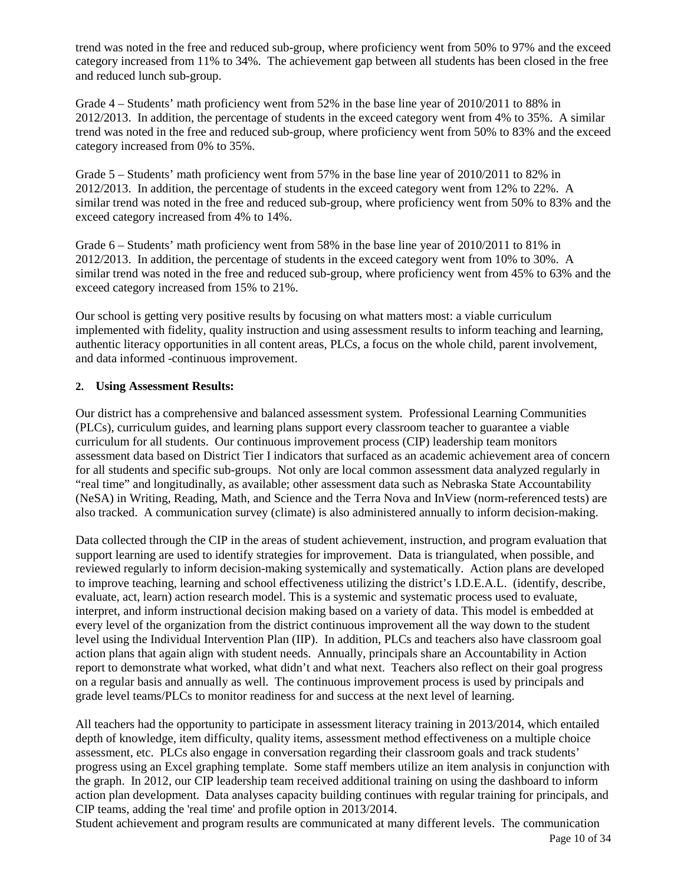trend was noted in the free and reduced sub-group, where proficiency went from 50% to 97% and the exceed category increased from 11% to 34%. The achievement gap between all students has been closed in the free and reduced lunch sub-group.

Grade 4 – Students' math proficiency went from 52% in the base line year of 2010/2011 to 88% in 2012/2013. In addition, the percentage of students in the exceed category went from 4% to 35%. A similar trend was noted in the free and reduced sub-group, where proficiency went from 50% to 83% and the exceed category increased from 0% to 35%.

Grade 5 – Students' math proficiency went from 57% in the base line year of 2010/2011 to 82% in 2012/2013. In addition, the percentage of students in the exceed category went from 12% to 22%. A similar trend was noted in the free and reduced sub-group, where proficiency went from 50% to 83% and the exceed category increased from 4% to 14%.

Grade 6 – Students' math proficiency went from 58% in the base line year of 2010/2011 to 81% in 2012/2013. In addition, the percentage of students in the exceed category went from 10% to 30%. A similar trend was noted in the free and reduced sub-group, where proficiency went from 45% to 63% and the exceed category increased from 15% to 21%.

Our school is getting very positive results by focusing on what matters most: a viable curriculum implemented with fidelity, quality instruction and using assessment results to inform teaching and learning, authentic literacy opportunities in all content areas, PLCs, a focus on the whole child, parent involvement, and data informed -continuous improvement.

**2. Using Assessment Results:**

Our district has a comprehensive and balanced assessment system. Professional Learning Communities (PLCs), curriculum guides, and learning plans support every classroom teacher to guarantee a viable curriculum for all students. Our continuous improvement process (CIP) leadership team monitors assessment data based on District Tier I indicators that surfaced as an academic achievement area of concern for all students and specific sub-groups. Not only are local common assessment data analyzed regularly in "real time" and longitudinally, as available; other assessment data such as Nebraska State Accountability (NeSA) in Writing, Reading, Math, and Science and the Terra Nova and InView (norm-referenced tests) are also tracked. A communication survey (climate) is also administered annually to inform decision-making.

Data collected through the CIP in the areas of student achievement, instruction, and program evaluation that support learning are used to identify strategies for improvement. Data is triangulated, when possible, and reviewed regularly to inform decision-making systemically and systematically. Action plans are developed to improve teaching, learning and school effectiveness utilizing the district's I.D.E.A.L. (identify, describe, evaluate, act, learn) action research model. This is a systemic and systematic process used to evaluate, interpret, and inform instructional decision making based on a variety of data. This model is embedded at every level of the organization from the district continuous improvement all the way down to the student level using the Individual Intervention Plan (IIP). In addition, PLCs and teachers also have classroom goal action plans that again align with student needs. Annually, principals share an Accountability in Action report to demonstrate what worked, what didn't and what next. Teachers also reflect on their goal progress on a regular basis and annually as well. The continuous improvement process is used by principals and grade level teams/PLCs to monitor readiness for and success at the next level of learning.

All teachers had the opportunity to participate in assessment literacy training in 2013/2014, which entailed depth of knowledge, item difficulty, quality items, assessment method effectiveness on a multiple choice assessment, etc. PLCs also engage in conversation regarding their classroom goals and track students' progress using an Excel graphing template. Some staff members utilize an item analysis in conjunction with the graph. In 2012, our CIP leadership team received additional training on using the dashboard to inform action plan development. Data analyses capacity building continues with regular training for principals, and CIP teams, adding the 'real time' and profile option in 2013/2014.

Student achievement and program results are communicated at many different levels. The communication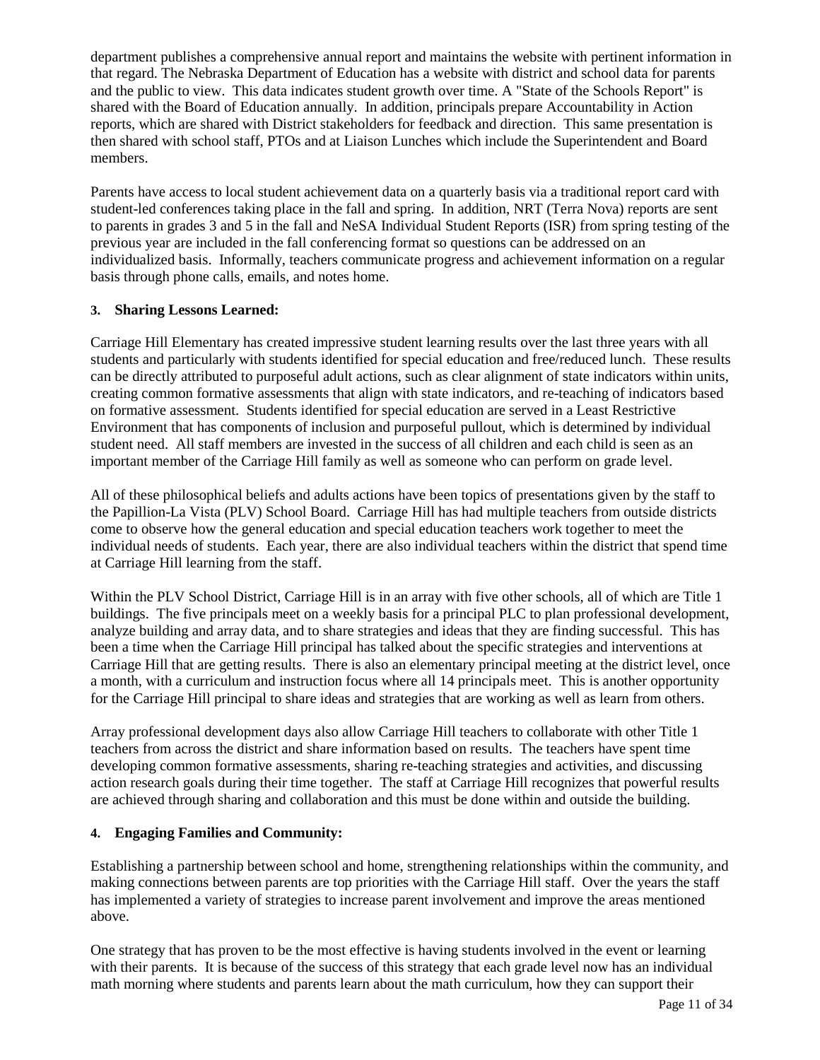department publishes a comprehensive annual report and maintains the website with pertinent information in that regard. The Nebraska Department of Education has a website with district and school data for parents and the public to view. This data indicates student growth over time. A "State of the Schools Report" is shared with the Board of Education annually. In addition, principals prepare Accountability in Action reports, which are shared with District stakeholders for feedback and direction. This same presentation is then shared with school staff, PTOs and at Liaison Lunches which include the Superintendent and Board members.

Parents have access to local student achievement data on a quarterly basis via a traditional report card with student-led conferences taking place in the fall and spring. In addition, NRT (Terra Nova) reports are sent to parents in grades 3 and 5 in the fall and NeSA Individual Student Reports (ISR) from spring testing of the previous year are included in the fall conferencing format so questions can be addressed on an individualized basis. Informally, teachers communicate progress and achievement information on a regular basis through phone calls, emails, and notes home.

### 3. Sharing Lessons Learned:

Carriage Hill Elementary has created impressive student learning results over the last three years with all students and particularly with students identified for special education and free/reduced lunch. These results can be directly attributed to purposeful adult actions, such as clear alignment of state indicators within units, creating common formative assessments that align with state indicators, and re-teaching of indicators based on formative assessment. Students identified for special education are served in a Least Restrictive Environment that has components of inclusion and purposeful pullout, which is determined by individual student need. All staff members are invested in the success of all children and each child is seen as an important member of the Carriage Hill family as well as someone who can perform on grade level.

All of these philosophical beliefs and adults actions have been topics of presentations given by the staff to the Papillion-La Vista (PLV) School Board. Carriage Hill has had multiple teachers from outside districts come to observe how the general education and special education teachers work together to meet the individual needs of students. Each year, there are also individual teachers within the district that spend time at Carriage Hill learning from the staff.

Within the PLV School District, Carriage Hill is in an array with five other schools, all of which are Title 1 buildings. The five principals meet on a weekly basis for a principal PLC to plan professional development, analyze building and array data, and to share strategies and ideas that they are finding successful. This has been a time when the Carriage Hill principal has talked about the specific strategies and interventions at Carriage Hill that are getting results. There is also an elementary principal meeting at the district level, once a month, with a curriculum and instruction focus where all 14 principals meet. This is another opportunity for the Carriage Hill principal to share ideas and strategies that are working as well as learn from others.

Array professional development days also allow Carriage Hill teachers to collaborate with other Title 1 teachers from across the district and share information based on results. The teachers have spent time developing common formative assessments, sharing re-teaching strategies and activities, and discussing action research goals during their time together. The staff at Carriage Hill recognizes that powerful results are achieved through sharing and collaboration and this must be done within and outside the building.

### 4. Engaging Families and Community:

Establishing a partnership between school and home, strengthening relationships within the community, and making connections between parents are top priorities with the Carriage Hill staff. Over the years the staff has implemented a variety of strategies to increase parent involvement and improve the areas mentioned above.

One strategy that has proven to be the most effective is having students involved in the event or learning with their parents. It is because of the success of this strategy that each grade level now has an individual math morning where students and parents learn about the math curriculum, how they can support their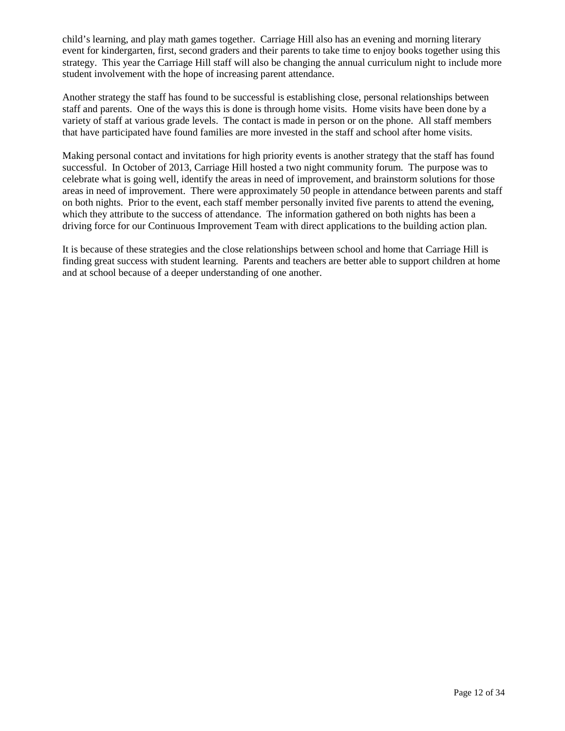child's learning, and play math games together. Carriage Hill also has an evening and morning literary event for kindergarten, first, second graders and their parents to take time to enjoy books together using this strategy. This year the Carriage Hill staff will also be changing the annual curriculum night to include more student involvement with the hope of increasing parent attendance.

Another strategy the staff has found to be successful is establishing close, personal relationships between staff and parents. One of the ways this is done is through home visits. Home visits have been done by a variety of staff at various grade levels. The contact is made in person or on the phone. All staff members that have participated have found families are more invested in the staff and school after home visits.

Making personal contact and invitations for high priority events is another strategy that the staff has found successful. In October of 2013, Carriage Hill hosted a two night community forum. The purpose was to celebrate what is going well, identify the areas in need of improvement, and brainstorm solutions for those areas in need of improvement. There were approximately 50 people in attendance between parents and staff on both nights. Prior to the event, each staff member personally invited five parents to attend the evening, which they attribute to the success of attendance. The information gathered on both nights has been a driving force for our Continuous Improvement Team with direct applications to the building action plan.

It is because of these strategies and the close relationships between school and home that Carriage Hill is finding great success with student learning. Parents and teachers are better able to support children at home and at school because of a deeper understanding of one another.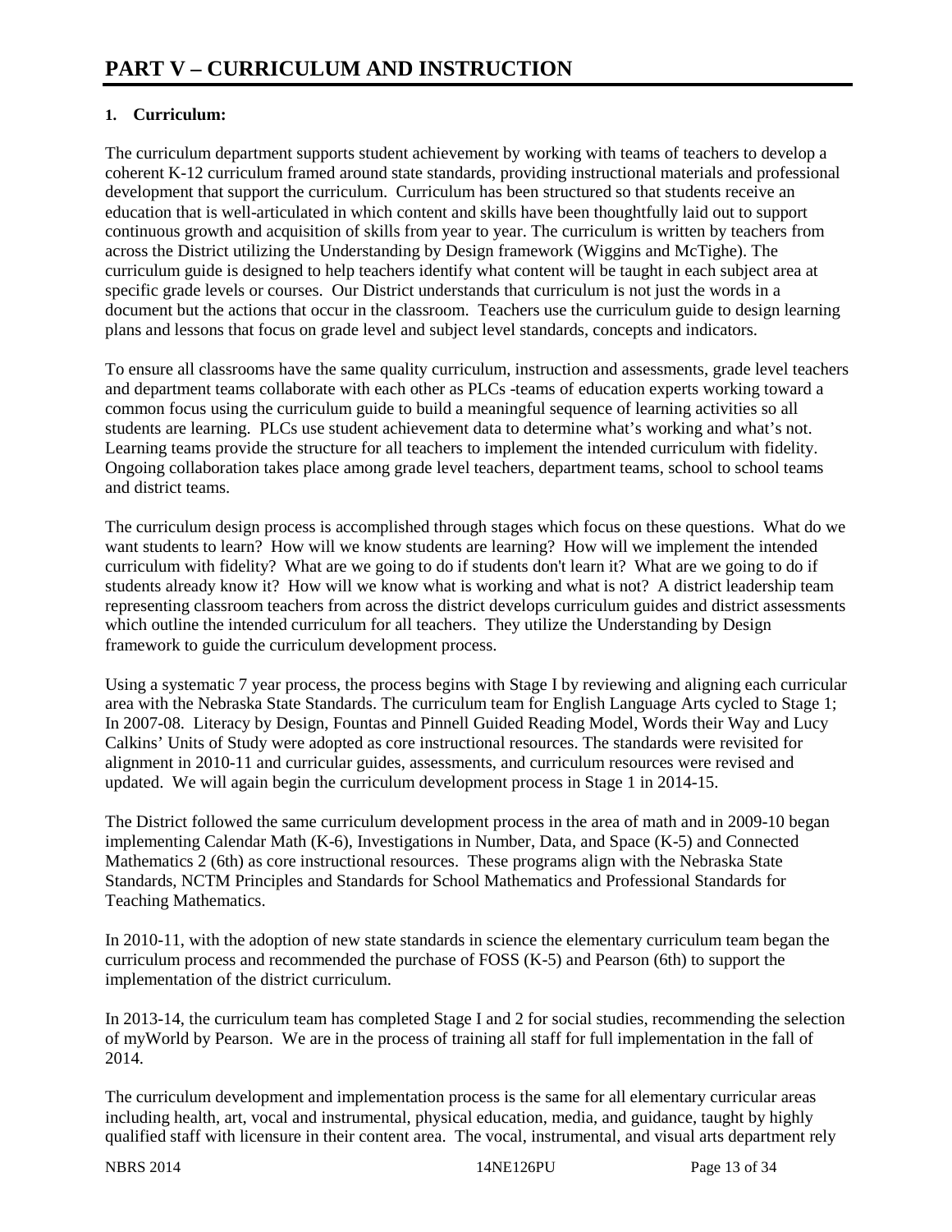# PART V – CURRICULUM AND INSTRUCTION

**1. Curriculum:**

The curriculum department supports student achievement by working with teams of teachers to develop a coherent K-12 curriculum framed around state standards, providing instructional materials and professional development that support the curriculum. Curriculum has been structured so that students receive an education that is well-articulated in which content and skills have been thoughtfully laid out to support continuous growth and acquisition of skills from year to year. The curriculum is written by teachers from across the District utilizing the Understanding by Design framework (Wiggins and McTighe). The curriculum guide is designed to help teachers identify what content will be taught in each subject area at specific grade levels or courses. Our District understands that curriculum is not just the words in a document but the actions that occur in the classroom. Teachers use the curriculum guide to design learning plans and lessons that focus on grade level and subject level standards, concepts and indicators.

To ensure all classrooms have the same quality curriculum, instruction and assessments, grade level teachers and department teams collaborate with each other as PLCs -teams of education experts working toward a common focus using the curriculum guide to build a meaningful sequence of learning activities so all students are learning. PLCs use student achievement data to determine what's working and what's not. Learning teams provide the structure for all teachers to implement the intended curriculum with fidelity. Ongoing collaboration takes place among grade level teachers, department teams, school to school teams and district teams.

The curriculum design process is accomplished through stages which focus on these questions. What do we want students to learn? How will we know students are learning? How will we implement the intended curriculum with fidelity? What are we going to do if students don't learn it? What are we going to do if students already know it? How will we know what is working and what is not? A district leadership team representing classroom teachers from across the district develops curriculum guides and district assessments which outline the intended curriculum for all teachers. They utilize the Understanding by Design framework to guide the curriculum development process.

Using a systematic 7 year process, the process begins with Stage I by reviewing and aligning each curricular area with the Nebraska State Standards. The curriculum team for English Language Arts cycled to Stage 1; In 2007-08. Literacy by Design, Fountas and Pinnell Guided Reading Model, Words their Way and Lucy Calkins' Units of Study were adopted as core instructional resources. The standards were revisited for alignment in 2010-11 and curricular guides, assessments, and curriculum resources were revised and updated. We will again begin the curriculum development process in Stage 1 in 2014-15.

The District followed the same curriculum development process in the area of math and in 2009-10 began implementing Calendar Math (K-6), Investigations in Number, Data, and Space (K-5) and Connected Mathematics 2 (6th) as core instructional resources. These programs align with the Nebraska State Standards, NCTM Principles and Standards for School Mathematics and Professional Standards for Teaching Mathematics.

In 2010-11, with the adoption of new state standards in science the elementary curriculum team began the curriculum process and recommended the purchase of FOSS (K-5) and Pearson (6th) to support the implementation of the district curriculum.

In 2013-14, the curriculum team has completed Stage I and 2 for social studies, recommending the selection of myWorld by Pearson. We are in the process of training all staff for full implementation in the fall of 2014.

The curriculum development and implementation process is the same for all elementary curricular areas including health, art, vocal and instrumental, physical education, media, and guidance, taught by highly qualified staff with licensure in their content area. The vocal, instrumental, and visual arts department rely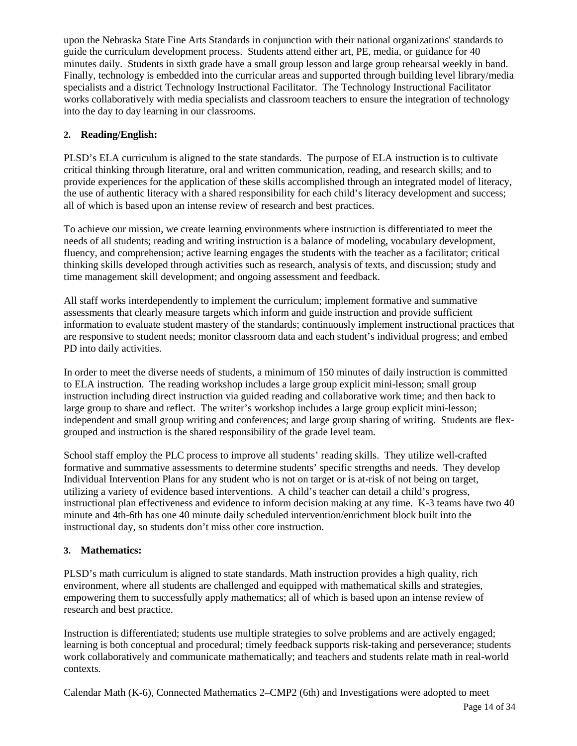upon the Nebraska State Fine Arts Standards in conjunction with their national organizations' standards to guide the curriculum development process. Students attend either art, PE, media, or guidance for 40 minutes daily. Students in sixth grade have a small group lesson and large group rehearsal weekly in band. Finally, technology is embedded into the curricular areas and supported through building level library/media specialists and a district Technology Instructional Facilitator. The Technology Instructional Facilitator works collaboratively with media specialists and classroom teachers to ensure the integration of technology into the day to day learning in our classrooms.

**2. Reading/English:**

PLSD's ELA curriculum is aligned to the state standards. The purpose of ELA instruction is to cultivate critical thinking through literature, oral and written communication, reading, and research skills; and to provide experiences for the application of these skills accomplished through an integrated model of literacy, the use of authentic literacy with a shared responsibility for each child's literacy development and success; all of which is based upon an intense review of research and best practices.

To achieve our mission, we create learning environments where instruction is differentiated to meet the needs of all students; reading and writing instruction is a balance of modeling, vocabulary development, fluency, and comprehension; active learning engages the students with the teacher as a facilitator; critical thinking skills developed through activities such as research, analysis of texts, and discussion; study and time management skill development; and ongoing assessment and feedback.

All staff works interdependently to implement the curriculum; implement formative and summative assessments that clearly measure targets which inform and guide instruction and provide sufficient information to evaluate student mastery of the standards; continuously implement instructional practices that are responsive to student needs; monitor classroom data and each student's individual progress; and embed PD into daily activities.

In order to meet the diverse needs of students, a minimum of 150 minutes of daily instruction is committed to ELA instruction. The reading workshop includes a large group explicit mini-lesson; small group instruction including direct instruction via guided reading and collaborative work time; and then back to large group to share and reflect. The writer's workshop includes a large group explicit mini-lesson; independent and small group writing and conferences; and large group sharing of writing. Students are flex-grouped and instruction is the shared responsibility of the grade level team.

School staff employ the PLC process to improve all students' reading skills. They utilize well-crafted formative and summative assessments to determine students' specific strengths and needs. They develop Individual Intervention Plans for any student who is not on target or is at-risk of not being on target, utilizing a variety of evidence based interventions. A child's teacher can detail a child's progress, instructional plan effectiveness and evidence to inform decision making at any time. K-3 teams have two 40 minute and 4th-6th has one 40 minute daily scheduled intervention/enrichment block built into the instructional day, so students don't miss other core instruction.

**3. Mathematics:**

PLSD's math curriculum is aligned to state standards. Math instruction provides a high quality, rich environment, where all students are challenged and equipped with mathematical skills and strategies, empowering them to successfully apply mathematics; all of which is based upon an intense review of research and best practice.

Instruction is differentiated; students use multiple strategies to solve problems and are actively engaged; learning is both conceptual and procedural; timely feedback supports risk-taking and perseverance; students work collaboratively and communicate mathematically; and teachers and students relate math in real-world contexts.

Calendar Math (K-6), Connected Mathematics 2–CMP2 (6th) and Investigations were adopted to meet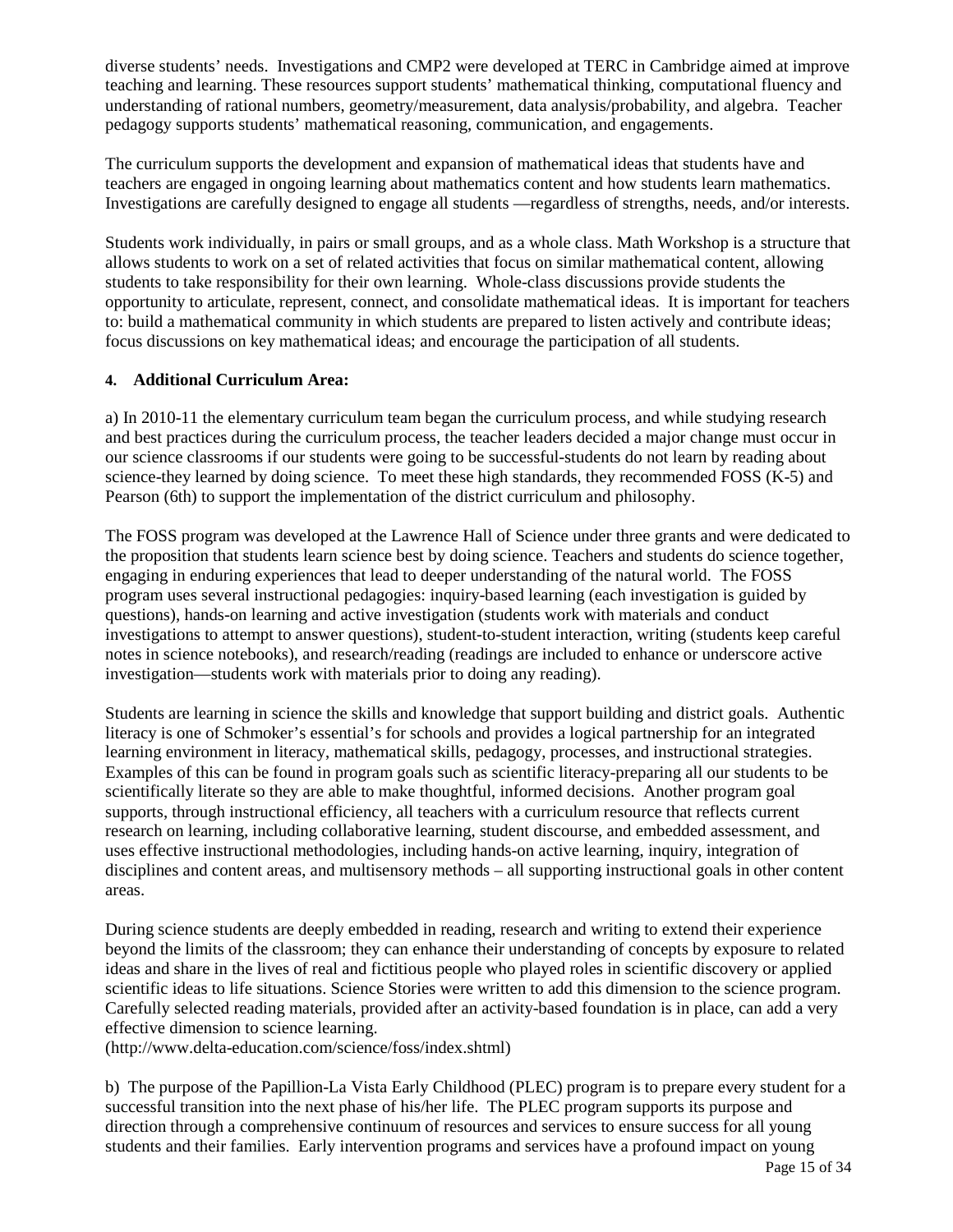diverse students' needs. Investigations and CMP2 were developed at TERC in Cambridge aimed at improve teaching and learning. These resources support students' mathematical thinking, computational fluency and understanding of rational numbers, geometry/measurement, data analysis/probability, and algebra. Teacher pedagogy supports students' mathematical reasoning, communication, and engagements.

The curriculum supports the development and expansion of mathematical ideas that students have and teachers are engaged in ongoing learning about mathematics content and how students learn mathematics. Investigations are carefully designed to engage all students —regardless of strengths, needs, and/or interests.

Students work individually, in pairs or small groups, and as a whole class. Math Workshop is a structure that allows students to work on a set of related activities that focus on similar mathematical content, allowing students to take responsibility for their own learning. Whole-class discussions provide students the opportunity to articulate, represent, connect, and consolidate mathematical ideas. It is important for teachers to: build a mathematical community in which students are prepared to listen actively and contribute ideas; focus discussions on key mathematical ideas; and encourage the participation of all students.

**4. Additional Curriculum Area:**

a) In 2010-11 the elementary curriculum team began the curriculum process, and while studying research and best practices during the curriculum process, the teacher leaders decided a major change must occur in our science classrooms if our students were going to be successful-students do not learn by reading about science-they learned by doing science. To meet these high standards, they recommended FOSS (K-5) and Pearson (6th) to support the implementation of the district curriculum and philosophy.

The FOSS program was developed at the Lawrence Hall of Science under three grants and were dedicated to the proposition that students learn science best by doing science. Teachers and students do science together, engaging in enduring experiences that lead to deeper understanding of the natural world. The FOSS program uses several instructional pedagogies: inquiry-based learning (each investigation is guided by questions), hands-on learning and active investigation (students work with materials and conduct investigations to attempt to answer questions), student-to-student interaction, writing (students keep careful notes in science notebooks), and research/reading (readings are included to enhance or underscore active investigation—students work with materials prior to doing any reading).

Students are learning in science the skills and knowledge that support building and district goals. Authentic literacy is one of Schmoker's essential's for schools and provides a logical partnership for an integrated learning environment in literacy, mathematical skills, pedagogy, processes, and instructional strategies. Examples of this can be found in program goals such as scientific literacy-preparing all our students to be scientifically literate so they are able to make thoughtful, informed decisions. Another program goal supports, through instructional efficiency, all teachers with a curriculum resource that reflects current research on learning, including collaborative learning, student discourse, and embedded assessment, and uses effective instructional methodologies, including hands-on active learning, inquiry, integration of disciplines and content areas, and multisensory methods – all supporting instructional goals in other content areas.

During science students are deeply embedded in reading, research and writing to extend their experience beyond the limits of the classroom; they can enhance their understanding of concepts by exposure to related ideas and share in the lives of real and fictitious people who played roles in scientific discovery or applied scientific ideas to life situations. Science Stories were written to add this dimension to the science program. Carefully selected reading materials, provided after an activity-based foundation is in place, can add a very effective dimension to science learning.
(http://www.delta-education.com/science/foss/index.shtml)

b) The purpose of the Papillion-La Vista Early Childhood (PLEC) program is to prepare every student for a successful transition into the next phase of his/her life. The PLEC program supports its purpose and direction through a comprehensive continuum of resources and services to ensure success for all young students and their families. Early intervention programs and services have a profound impact on young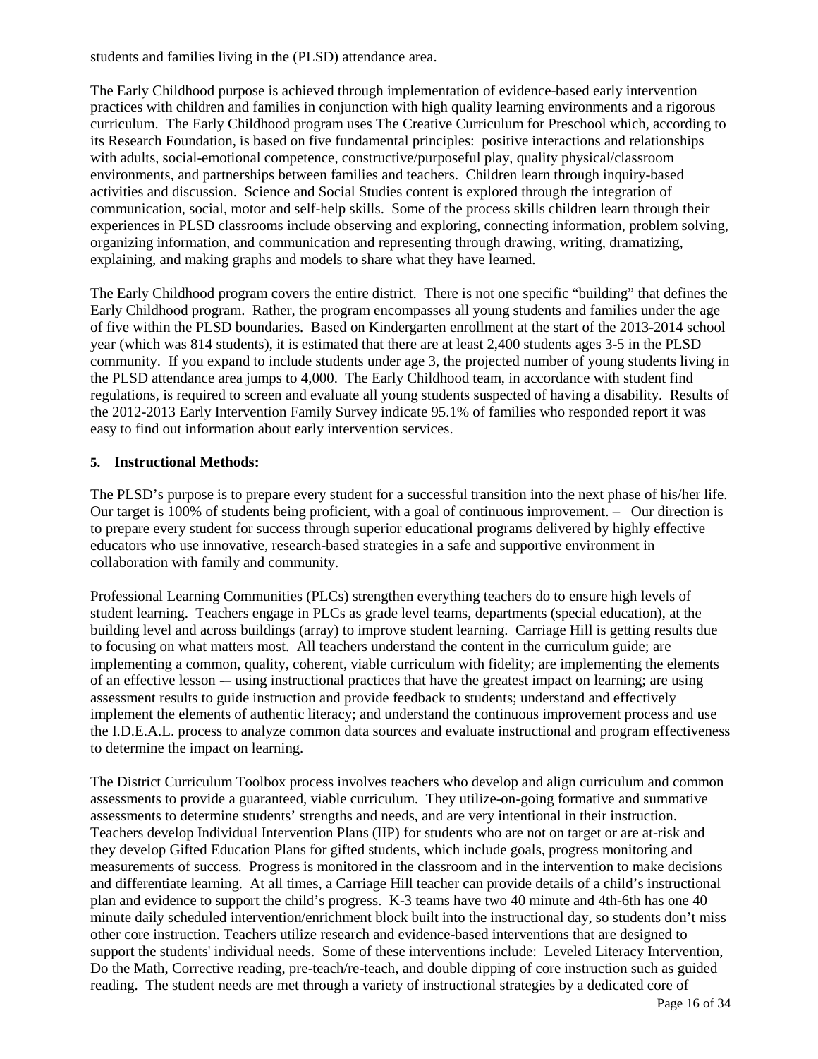students and families living in the (PLSD) attendance area.

The Early Childhood purpose is achieved through implementation of evidence-based early intervention practices with children and families in conjunction with high quality learning environments and a rigorous curriculum. The Early Childhood program uses The Creative Curriculum for Preschool which, according to its Research Foundation, is based on five fundamental principles: positive interactions and relationships with adults, social-emotional competence, constructive/purposeful play, quality physical/classroom environments, and partnerships between families and teachers. Children learn through inquiry-based activities and discussion. Science and Social Studies content is explored through the integration of communication, social, motor and self-help skills. Some of the process skills children learn through their experiences in PLSD classrooms include observing and exploring, connecting information, problem solving, organizing information, and communication and representing through drawing, writing, dramatizing, explaining, and making graphs and models to share what they have learned.

The Early Childhood program covers the entire district. There is not one specific "building" that defines the Early Childhood program. Rather, the program encompasses all young students and families under the age of five within the PLSD boundaries. Based on Kindergarten enrollment at the start of the 2013-2014 school year (which was 814 students), it is estimated that there are at least 2,400 students ages 3-5 in the PLSD community. If you expand to include students under age 3, the projected number of young students living in the PLSD attendance area jumps to 4,000. The Early Childhood team, in accordance with student find regulations, is required to screen and evaluate all young students suspected of having a disability. Results of the 2012-2013 Early Intervention Family Survey indicate 95.1% of families who responded report it was easy to find out information about early intervention services.

**5. Instructional Methods:**

The PLSD's purpose is to prepare every student for a successful transition into the next phase of his/her life. Our target is 100% of students being proficient, with a goal of continuous improvement. – Our direction is to prepare every student for success through superior educational programs delivered by highly effective educators who use innovative, research-based strategies in a safe and supportive environment in collaboration with family and community.

Professional Learning Communities (PLCs) strengthen everything teachers do to ensure high levels of student learning. Teachers engage in PLCs as grade level teams, departments (special education), at the building level and across buildings (array) to improve student learning. Carriage Hill is getting results due to focusing on what matters most. All teachers understand the content in the curriculum guide; are implementing a common, quality, coherent, viable curriculum with fidelity; are implementing the elements of an effective lesson -– using instructional practices that have the greatest impact on learning; are using assessment results to guide instruction and provide feedback to students; understand and effectively implement the elements of authentic literacy; and understand the continuous improvement process and use the I.D.E.A.L. process to analyze common data sources and evaluate instructional and program effectiveness to determine the impact on learning.

The District Curriculum Toolbox process involves teachers who develop and align curriculum and common assessments to provide a guaranteed, viable curriculum. They utilize-on-going formative and summative assessments to determine students' strengths and needs, and are very intentional in their instruction. Teachers develop Individual Intervention Plans (IIP) for students who are not on target or are at-risk and they develop Gifted Education Plans for gifted students, which include goals, progress monitoring and measurements of success. Progress is monitored in the classroom and in the intervention to make decisions and differentiate learning. At all times, a Carriage Hill teacher can provide details of a child's instructional plan and evidence to support the child's progress. K-3 teams have two 40 minute and 4th-6th has one 40 minute daily scheduled intervention/enrichment block built into the instructional day, so students don't miss other core instruction. Teachers utilize research and evidence-based interventions that are designed to support the students' individual needs. Some of these interventions include: Leveled Literacy Intervention, Do the Math, Corrective reading, pre-teach/re-teach, and double dipping of core instruction such as guided reading. The student needs are met through a variety of instructional strategies by a dedicated core of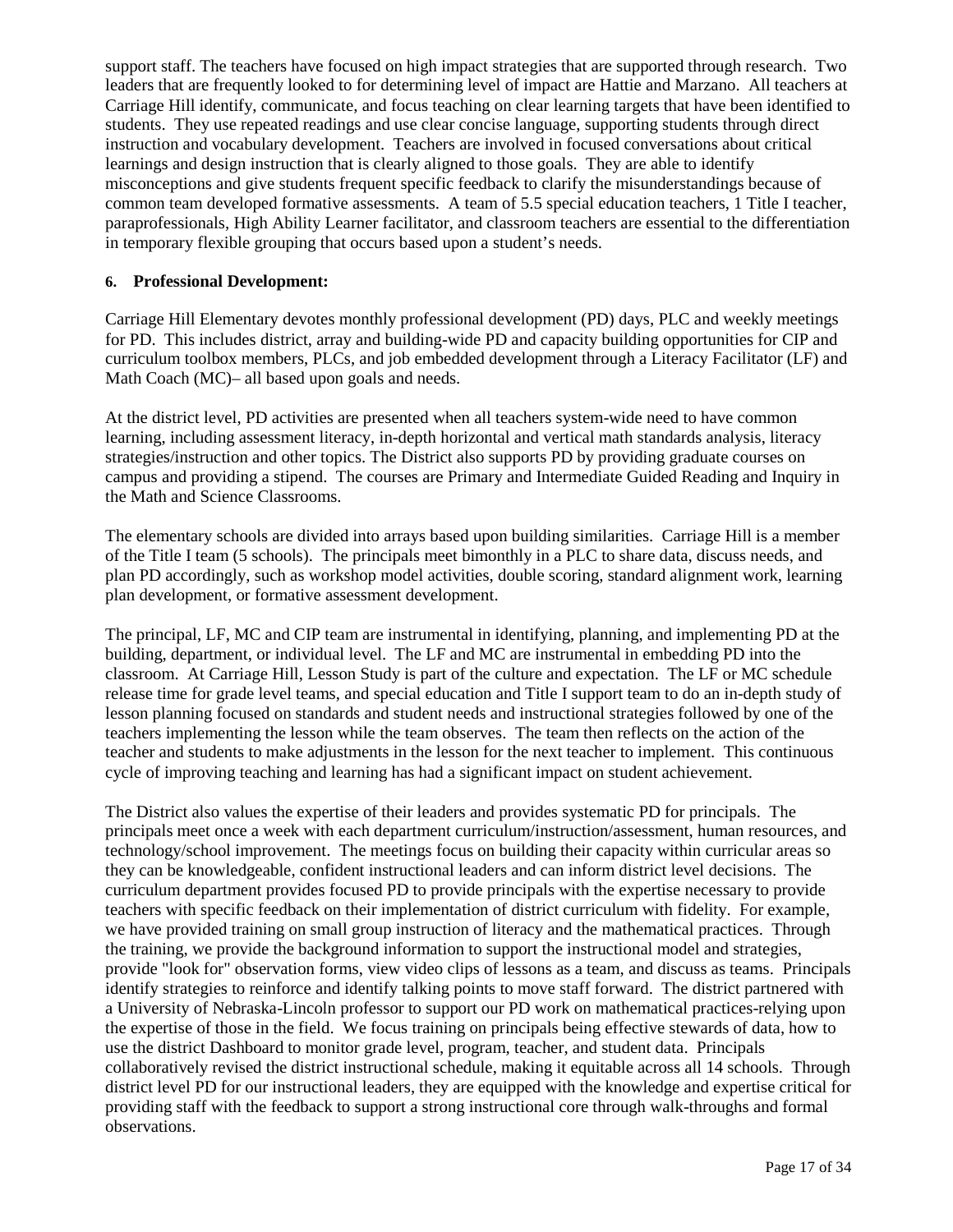support staff. The teachers have focused on high impact strategies that are supported through research. Two leaders that are frequently looked to for determining level of impact are Hattie and Marzano. All teachers at Carriage Hill identify, communicate, and focus teaching on clear learning targets that have been identified to students. They use repeated readings and use clear concise language, supporting students through direct instruction and vocabulary development. Teachers are involved in focused conversations about critical learnings and design instruction that is clearly aligned to those goals. They are able to identify misconceptions and give students frequent specific feedback to clarify the misunderstandings because of common team developed formative assessments. A team of 5.5 special education teachers, 1 Title I teacher, paraprofessionals, High Ability Learner facilitator, and classroom teachers are essential to the differentiation in temporary flexible grouping that occurs based upon a student's needs.

**6. Professional Development:**

Carriage Hill Elementary devotes monthly professional development (PD) days, PLC and weekly meetings for PD. This includes district, array and building-wide PD and capacity building opportunities for CIP and curriculum toolbox members, PLCs, and job embedded development through a Literacy Facilitator (LF) and Math Coach (MC)– all based upon goals and needs.

At the district level, PD activities are presented when all teachers system-wide need to have common learning, including assessment literacy, in-depth horizontal and vertical math standards analysis, literacy strategies/instruction and other topics. The District also supports PD by providing graduate courses on campus and providing a stipend. The courses are Primary and Intermediate Guided Reading and Inquiry in the Math and Science Classrooms.

The elementary schools are divided into arrays based upon building similarities. Carriage Hill is a member of the Title I team (5 schools). The principals meet bimonthly in a PLC to share data, discuss needs, and plan PD accordingly, such as workshop model activities, double scoring, standard alignment work, learning plan development, or formative assessment development.

The principal, LF, MC and CIP team are instrumental in identifying, planning, and implementing PD at the building, department, or individual level. The LF and MC are instrumental in embedding PD into the classroom. At Carriage Hill, Lesson Study is part of the culture and expectation. The LF or MC schedule release time for grade level teams, and special education and Title I support team to do an in-depth study of lesson planning focused on standards and student needs and instructional strategies followed by one of the teachers implementing the lesson while the team observes. The team then reflects on the action of the teacher and students to make adjustments in the lesson for the next teacher to implement. This continuous cycle of improving teaching and learning has had a significant impact on student achievement.

The District also values the expertise of their leaders and provides systematic PD for principals. The principals meet once a week with each department curriculum/instruction/assessment, human resources, and technology/school improvement. The meetings focus on building their capacity within curricular areas so they can be knowledgeable, confident instructional leaders and can inform district level decisions. The curriculum department provides focused PD to provide principals with the expertise necessary to provide teachers with specific feedback on their implementation of district curriculum with fidelity. For example, we have provided training on small group instruction of literacy and the mathematical practices. Through the training, we provide the background information to support the instructional model and strategies, provide "look for" observation forms, view video clips of lessons as a team, and discuss as teams. Principals identify strategies to reinforce and identify talking points to move staff forward. The district partnered with a University of Nebraska-Lincoln professor to support our PD work on mathematical practices-relying upon the expertise of those in the field. We focus training on principals being effective stewards of data, how to use the district Dashboard to monitor grade level, program, teacher, and student data. Principals collaboratively revised the district instructional schedule, making it equitable across all 14 schools. Through district level PD for our instructional leaders, they are equipped with the knowledge and expertise critical for providing staff with the feedback to support a strong instructional core through walk-throughs and formal observations.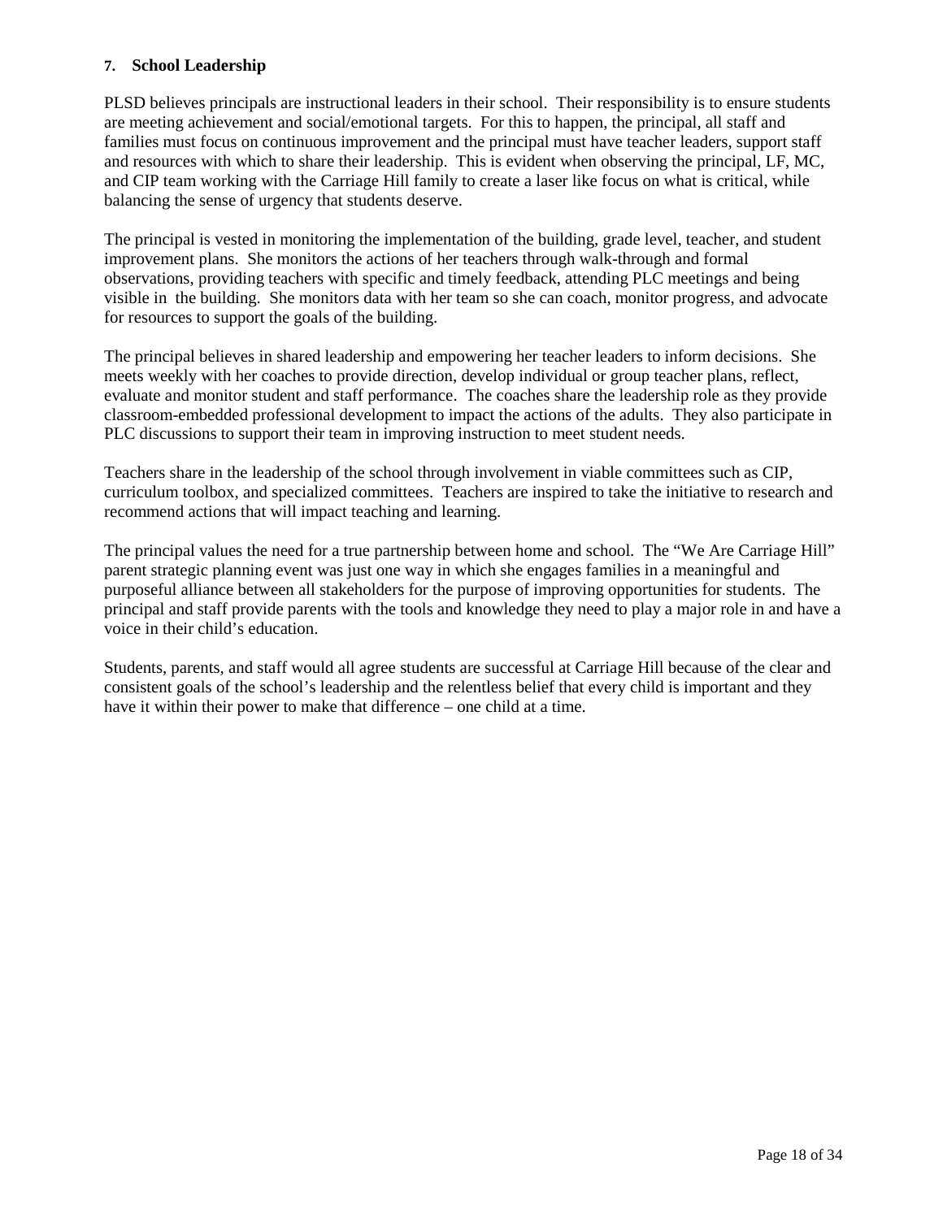**7. School Leadership**

PLSD believes principals are instructional leaders in their school. Their responsibility is to ensure students are meeting achievement and social/emotional targets. For this to happen, the principal, all staff and families must focus on continuous improvement and the principal must have teacher leaders, support staff and resources with which to share their leadership. This is evident when observing the principal, LF, MC, and CIP team working with the Carriage Hill family to create a laser like focus on what is critical, while balancing the sense of urgency that students deserve.

The principal is vested in monitoring the implementation of the building, grade level, teacher, and student improvement plans. She monitors the actions of her teachers through walk-through and formal observations, providing teachers with specific and timely feedback, attending PLC meetings and being visible in the building. She monitors data with her team so she can coach, monitor progress, and advocate for resources to support the goals of the building.

The principal believes in shared leadership and empowering her teacher leaders to inform decisions. She meets weekly with her coaches to provide direction, develop individual or group teacher plans, reflect, evaluate and monitor student and staff performance. The coaches share the leadership role as they provide classroom-embedded professional development to impact the actions of the adults. They also participate in PLC discussions to support their team in improving instruction to meet student needs.

Teachers share in the leadership of the school through involvement in viable committees such as CIP, curriculum toolbox, and specialized committees. Teachers are inspired to take the initiative to research and recommend actions that will impact teaching and learning.

The principal values the need for a true partnership between home and school. The "We Are Carriage Hill" parent strategic planning event was just one way in which she engages families in a meaningful and purposeful alliance between all stakeholders for the purpose of improving opportunities for students. The principal and staff provide parents with the tools and knowledge they need to play a major role in and have a voice in their child's education.

Students, parents, and staff would all agree students are successful at Carriage Hill because of the clear and consistent goals of the school's leadership and the relentless belief that every child is important and they have it within their power to make that difference – one child at a time.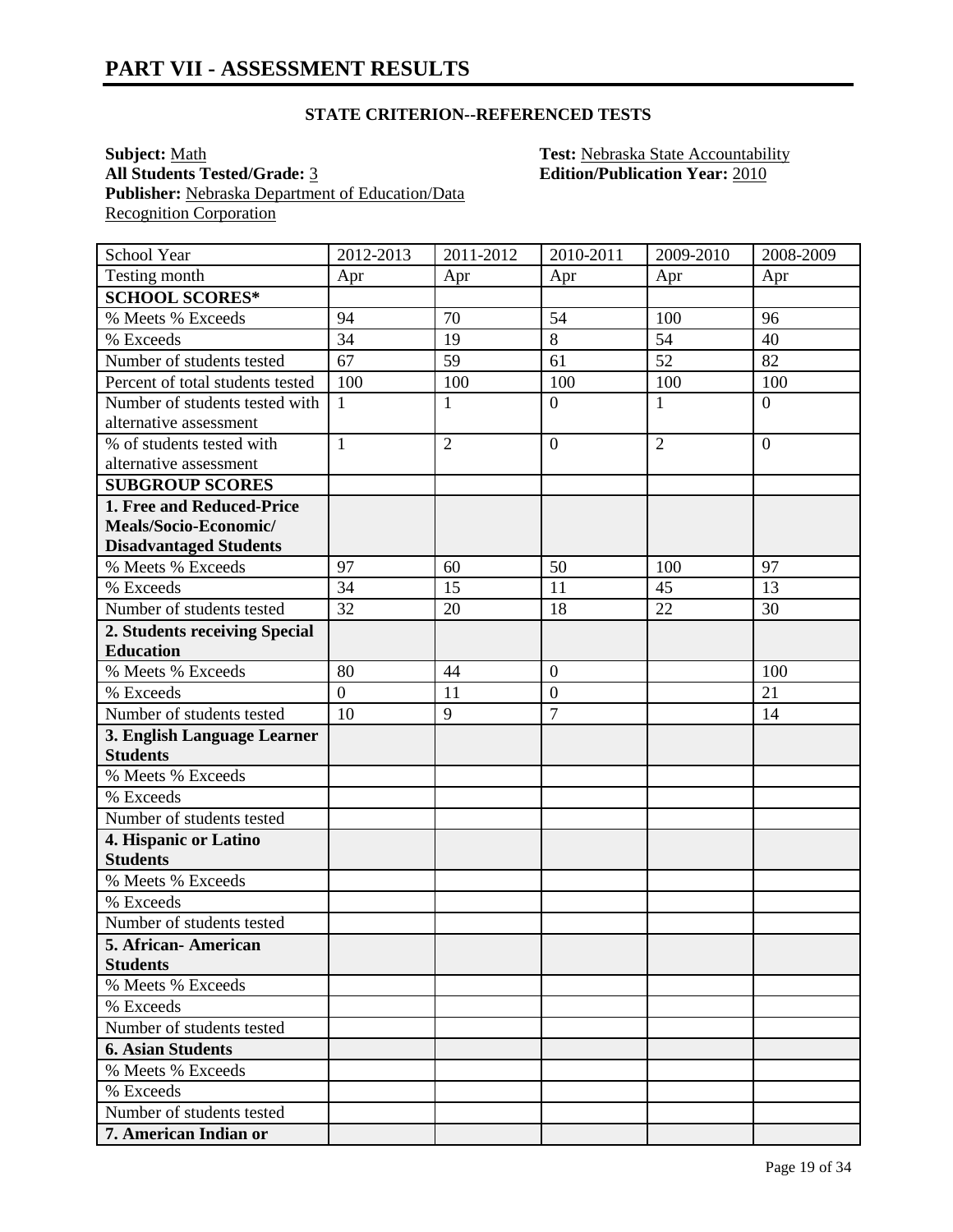# PART VII - ASSESSMENT RESULTS

### STATE CRITERION--REFERENCED TESTS

**Subject:** Math
**All Students Tested/Grade:** 3
**Publisher:** Nebraska Department of Education/Data Recognition Corporation

**Test:** Nebraska State Accountability
**Edition/Publication Year:** 2010

| School Year | 2012-2013 | 2011-2012 | 2010-2011 | 2009-2010 | 2008-2009 |
|---|---|---|---|---|---|
| Testing month | Apr | Apr | Apr | Apr | Apr |
| **SCHOOL SCORES*** | | | | | |
| % Meets % Exceeds | 94 | 70 | 54 | 100 | 96 |
| % Exceeds | 34 | 19 | 8 | 54 | 40 |
| Number of students tested | 67 | 59 | 61 | 52 | 82 |
| Percent of total students tested | 100 | 100 | 100 | 100 | 100 |
| Number of students tested with alternative assessment | 1 | 1 | 0 | 1 | 0 |
| % of students tested with alternative assessment | 1 | 2 | 0 | 2 | 0 |
| **SUBGROUP SCORES** | | | | | |
| **1. Free and Reduced-Price Meals/Socio-Economic/ Disadvantaged Students** | | | | | |
| % Meets % Exceeds | 97 | 60 | 50 | 100 | 97 |
| % Exceeds | 34 | 15 | 11 | 45 | 13 |
| Number of students tested | 32 | 20 | 18 | 22 | 30 |
| **2. Students receiving Special Education** | | | | | |
| % Meets % Exceeds | 80 | 44 | 0 | | 100 |
| % Exceeds | 0 | 11 | 0 | | 21 |
| Number of students tested | 10 | 9 | 7 | | 14 |
| **3. English Language Learner Students** | | | | | |
| % Meets % Exceeds | | | | | |
| % Exceeds | | | | | |
| Number of students tested | | | | | |
| **4. Hispanic or Latino Students** | | | | | |
| % Meets % Exceeds | | | | | |
| % Exceeds | | | | | |
| Number of students tested | | | | | |
| **5. African- American Students** | | | | | |
| % Meets % Exceeds | | | | | |
| % Exceeds | | | | | |
| Number of students tested | | | | | |
| **6. Asian Students** | | | | | |
| % Meets % Exceeds | | | | | |
| % Exceeds | | | | | |
| Number of students tested | | | | | |
| **7. American Indian or** | | | | | |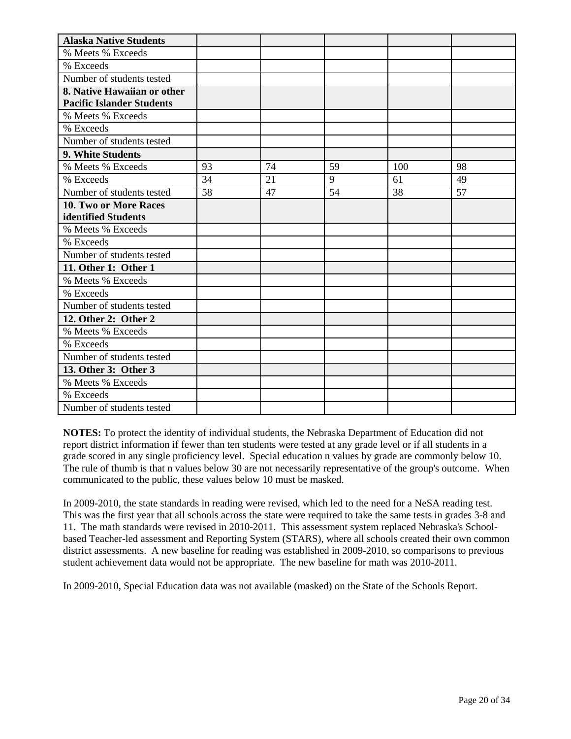| Alaska Native Students | | | | | |
|---|---|---|---|---|---|
| % Meets % Exceeds | | | | | |
| % Exceeds | | | | | |
| Number of students tested | | | | | |
| **8. Native Hawaiian or other Pacific Islander Students** | | | | | |
| % Meets % Exceeds | | | | | |
| % Exceeds | | | | | |
| Number of students tested | | | | | |
| **9. White Students** | | | | | |
| % Meets % Exceeds | 93 | 74 | 59 | 100 | 98 |
| % Exceeds | 34 | 21 | 9 | 61 | 49 |
| Number of students tested | 58 | 47 | 54 | 38 | 57 |
| **10. Two or More Races identified Students** | | | | | |
| % Meets % Exceeds | | | | | |
| % Exceeds | | | | | |
| Number of students tested | | | | | |
| **11. Other 1: Other 1** | | | | | |
| % Meets % Exceeds | | | | | |
| % Exceeds | | | | | |
| Number of students tested | | | | | |
| **12. Other 2: Other 2** | | | | | |
| % Meets % Exceeds | | | | | |
| % Exceeds | | | | | |
| Number of students tested | | | | | |
| **13. Other 3: Other 3** | | | | | |
| % Meets % Exceeds | | | | | |
| % Exceeds | | | | | |
| Number of students tested | | | | | |

**NOTES:** To protect the identity of individual students, the Nebraska Department of Education did not report district information if fewer than ten students were tested at any grade level or if all students in a grade scored in any single proficiency level. Special education n values by grade are commonly below 10. The rule of thumb is that n values below 30 are not necessarily representative of the group's outcome. When communicated to the public, these values below 10 must be masked.

In 2009-2010, the state standards in reading were revised, which led to the need for a NeSA reading test. This was the first year that all schools across the state were required to take the same tests in grades 3-8 and 11. The math standards were revised in 2010-2011. This assessment system replaced Nebraska's School-based Teacher-led assessment and Reporting System (STARS), where all schools created their own common district assessments. A new baseline for reading was established in 2009-2010, so comparisons to previous student achievement data would not be appropriate. The new baseline for math was 2010-2011.

In 2009-2010, Special Education data was not available (masked) on the State of the Schools Report.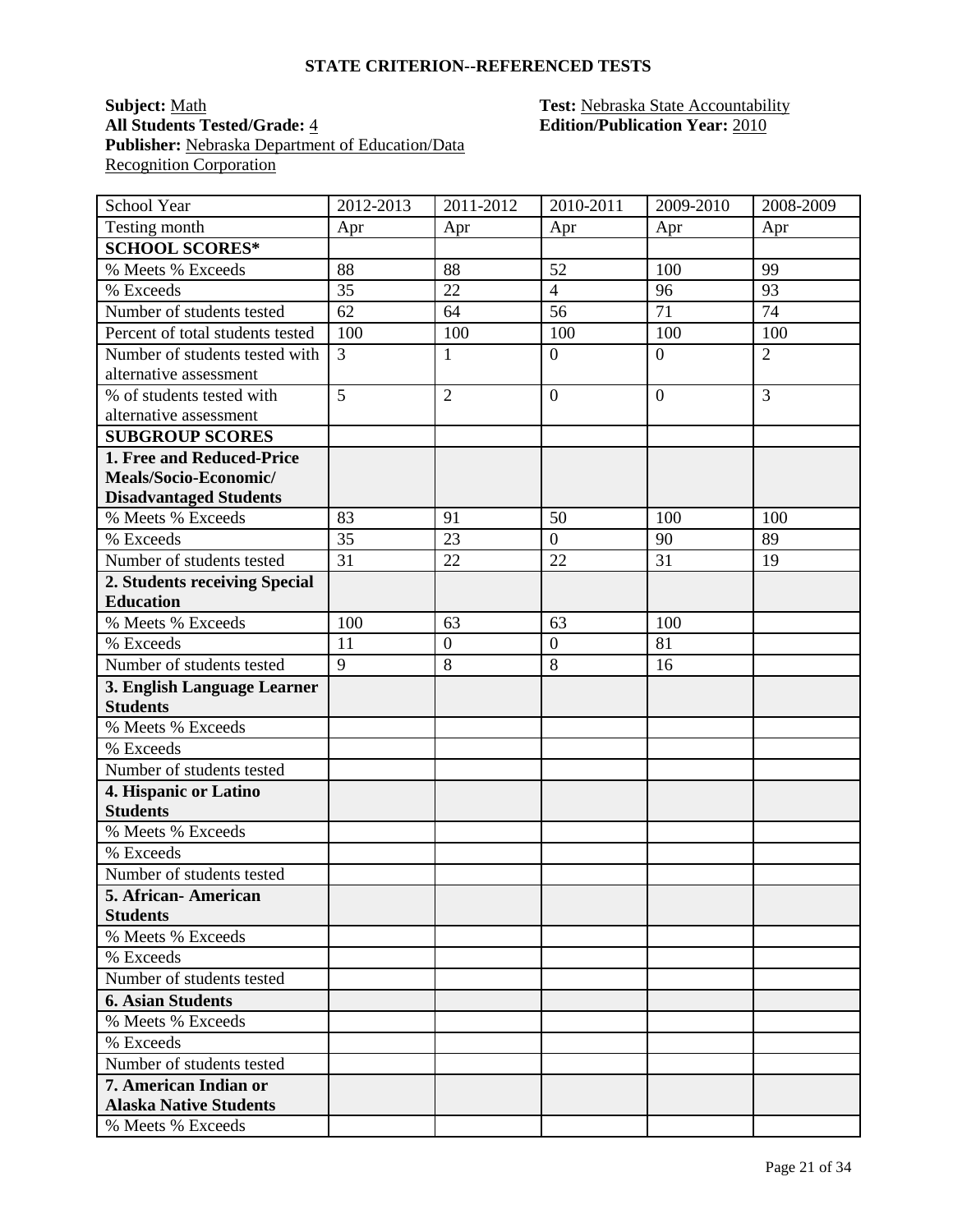## STATE CRITERION--REFERENCED TESTS

**Subject:** Math
**All Students Tested/Grade:** 4
**Publisher:** Nebraska Department of Education/Data Recognition Corporation

**Test:** Nebraska State Accountability
**Edition/Publication Year:** 2010

| School Year | 2012-2013 | 2011-2012 | 2010-2011 | 2009-2010 | 2008-2009 |
|---|---|---|---|---|---|
| Testing month | Apr | Apr | Apr | Apr | Apr |
| **SCHOOL SCORES*** | | | | | |
| % Meets % Exceeds | 88 | 88 | 52 | 100 | 99 |
| % Exceeds | 35 | 22 | 4 | 96 | 93 |
| Number of students tested | 62 | 64 | 56 | 71 | 74 |
| Percent of total students tested | 100 | 100 | 100 | 100 | 100 |
| Number of students tested with alternative assessment | 3 | 1 | 0 | 0 | 2 |
| % of students tested with alternative assessment | 5 | 2 | 0 | 0 | 3 |
| **SUBGROUP SCORES** | | | | | |
| **1. Free and Reduced-Price Meals/Socio-Economic/ Disadvantaged Students** | | | | | |
| % Meets % Exceeds | 83 | 91 | 50 | 100 | 100 |
| % Exceeds | 35 | 23 | 0 | 90 | 89 |
| Number of students tested | 31 | 22 | 22 | 31 | 19 |
| **2. Students receiving Special Education** | | | | | |
| % Meets % Exceeds | 100 | 63 | 63 | 100 | |
| % Exceeds | 11 | 0 | 0 | 81 | |
| Number of students tested | 9 | 8 | 8 | 16 | |
| **3. English Language Learner Students** | | | | | |
| % Meets % Exceeds | | | | | |
| % Exceeds | | | | | |
| Number of students tested | | | | | |
| **4. Hispanic or Latino Students** | | | | | |
| % Meets % Exceeds | | | | | |
| % Exceeds | | | | | |
| Number of students tested | | | | | |
| **5. African- American Students** | | | | | |
| % Meets % Exceeds | | | | | |
| % Exceeds | | | | | |
| Number of students tested | | | | | |
| **6. Asian Students** | | | | | |
| % Meets % Exceeds | | | | | |
| % Exceeds | | | | | |
| Number of students tested | | | | | |
| **7. American Indian or Alaska Native Students** | | | | | |
| % Meets % Exceeds | | | | | |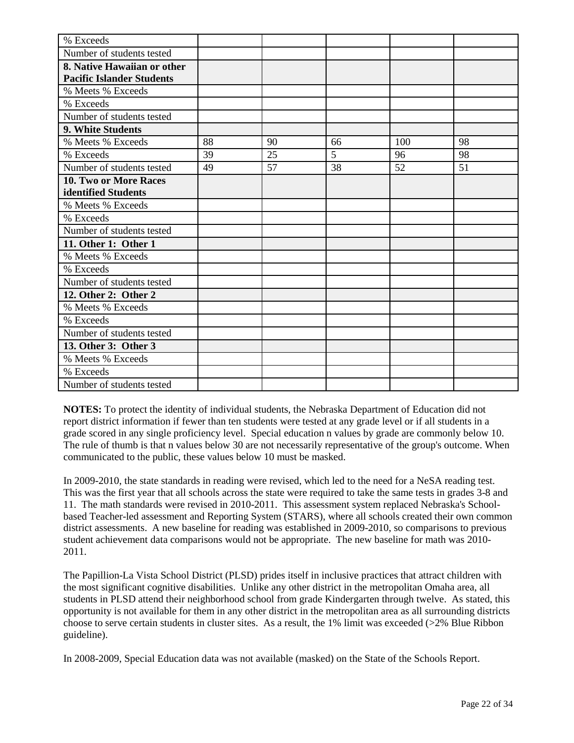| % Exceeds | | | | | |
|---|---|---|---|---|---|
| Number of students tested | | | | | |
| **8. Native Hawaiian or other Pacific Islander Students** | | | | | |
| % Meets % Exceeds | | | | | |
| % Exceeds | | | | | |
| Number of students tested | | | | | |
| **9. White Students** | | | | | |
| % Meets % Exceeds | 88 | 90 | 66 | 100 | 98 |
| % Exceeds | 39 | 25 | 5 | 96 | 98 |
| Number of students tested | 49 | 57 | 38 | 52 | 51 |
| **10. Two or More Races identified Students** | | | | | |
| % Meets % Exceeds | | | | | |
| % Exceeds | | | | | |
| Number of students tested | | | | | |
| **11. Other 1: Other 1** | | | | | |
| % Meets % Exceeds | | | | | |
| % Exceeds | | | | | |
| Number of students tested | | | | | |
| **12. Other 2: Other 2** | | | | | |
| % Meets % Exceeds | | | | | |
| % Exceeds | | | | | |
| Number of students tested | | | | | |
| **13. Other 3: Other 3** | | | | | |
| % Meets % Exceeds | | | | | |
| % Exceeds | | | | | |
| Number of students tested | | | | | |

**NOTES:** To protect the identity of individual students, the Nebraska Department of Education did not report district information if fewer than ten students were tested at any grade level or if all students in a grade scored in any single proficiency level. Special education n values by grade are commonly below 10. The rule of thumb is that n values below 30 are not necessarily representative of the group's outcome. When communicated to the public, these values below 10 must be masked.

In 2009-2010, the state standards in reading were revised, which led to the need for a NeSA reading test. This was the first year that all schools across the state were required to take the same tests in grades 3-8 and 11. The math standards were revised in 2010-2011. This assessment system replaced Nebraska's School-based Teacher-led assessment and Reporting System (STARS), where all schools created their own common district assessments. A new baseline for reading was established in 2009-2010, so comparisons to previous student achievement data comparisons would not be appropriate. The new baseline for math was 2010-2011.

The Papillion-La Vista School District (PLSD) prides itself in inclusive practices that attract children with the most significant cognitive disabilities. Unlike any other district in the metropolitan Omaha area, all students in PLSD attend their neighborhood school from grade Kindergarten through twelve. As stated, this opportunity is not available for them in any other district in the metropolitan area as all surrounding districts choose to serve certain students in cluster sites. As a result, the 1% limit was exceeded (>2% Blue Ribbon guideline).

In 2008-2009, Special Education data was not available (masked) on the State of the Schools Report.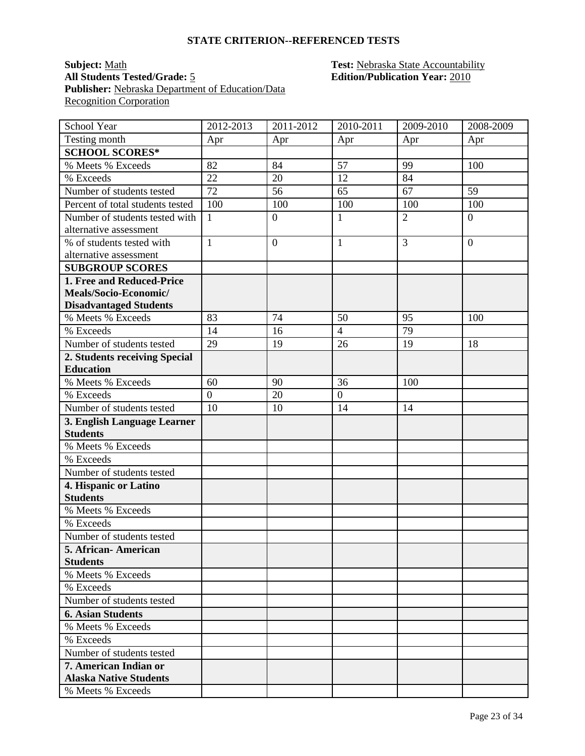## STATE CRITERION--REFERENCED TESTS

**Subject:** Math
**All Students Tested/Grade:** 5
**Publisher:** Nebraska Department of Education/Data Recognition Corporation

**Test:** Nebraska State Accountability
**Edition/Publication Year:** 2010

| School Year | 2012-2013 | 2011-2012 | 2010-2011 | 2009-2010 | 2008-2009 |
|---|---|---|---|---|---|
| Testing month | Apr | Apr | Apr | Apr | Apr |
| **SCHOOL SCORES*** | | | | | |
| % Meets % Exceeds | 82 | 84 | 57 | 99 | 100 |
| % Exceeds | 22 | 20 | 12 | 84 | |
| Number of students tested | 72 | 56 | 65 | 67 | 59 |
| Percent of total students tested | 100 | 100 | 100 | 100 | 100 |
| Number of students tested with alternative assessment | 1 | 0 | 1 | 2 | 0 |
| % of students tested with alternative assessment | 1 | 0 | 1 | 3 | 0 |
| **SUBGROUP SCORES** | | | | | |
| **1. Free and Reduced-Price Meals/Socio-Economic/ Disadvantaged Students** | | | | | |
| % Meets % Exceeds | 83 | 74 | 50 | 95 | 100 |
| % Exceeds | 14 | 16 | 4 | 79 | |
| Number of students tested | 29 | 19 | 26 | 19 | 18 |
| **2. Students receiving Special Education** | | | | | |
| % Meets % Exceeds | 60 | 90 | 36 | 100 | |
| % Exceeds | 0 | 20 | 0 | | |
| Number of students tested | 10 | 10 | 14 | 14 | |
| **3. English Language Learner Students** | | | | | |
| % Meets % Exceeds | | | | | |
| % Exceeds | | | | | |
| Number of students tested | | | | | |
| **4. Hispanic or Latino Students** | | | | | |
| % Meets % Exceeds | | | | | |
| % Exceeds | | | | | |
| Number of students tested | | | | | |
| **5. African- American Students** | | | | | |
| % Meets % Exceeds | | | | | |
| % Exceeds | | | | | |
| Number of students tested | | | | | |
| **6. Asian Students** | | | | | |
| % Meets % Exceeds | | | | | |
| % Exceeds | | | | | |
| Number of students tested | | | | | |
| **7. American Indian or Alaska Native Students** | | | | | |
| % Meets % Exceeds | | | | | |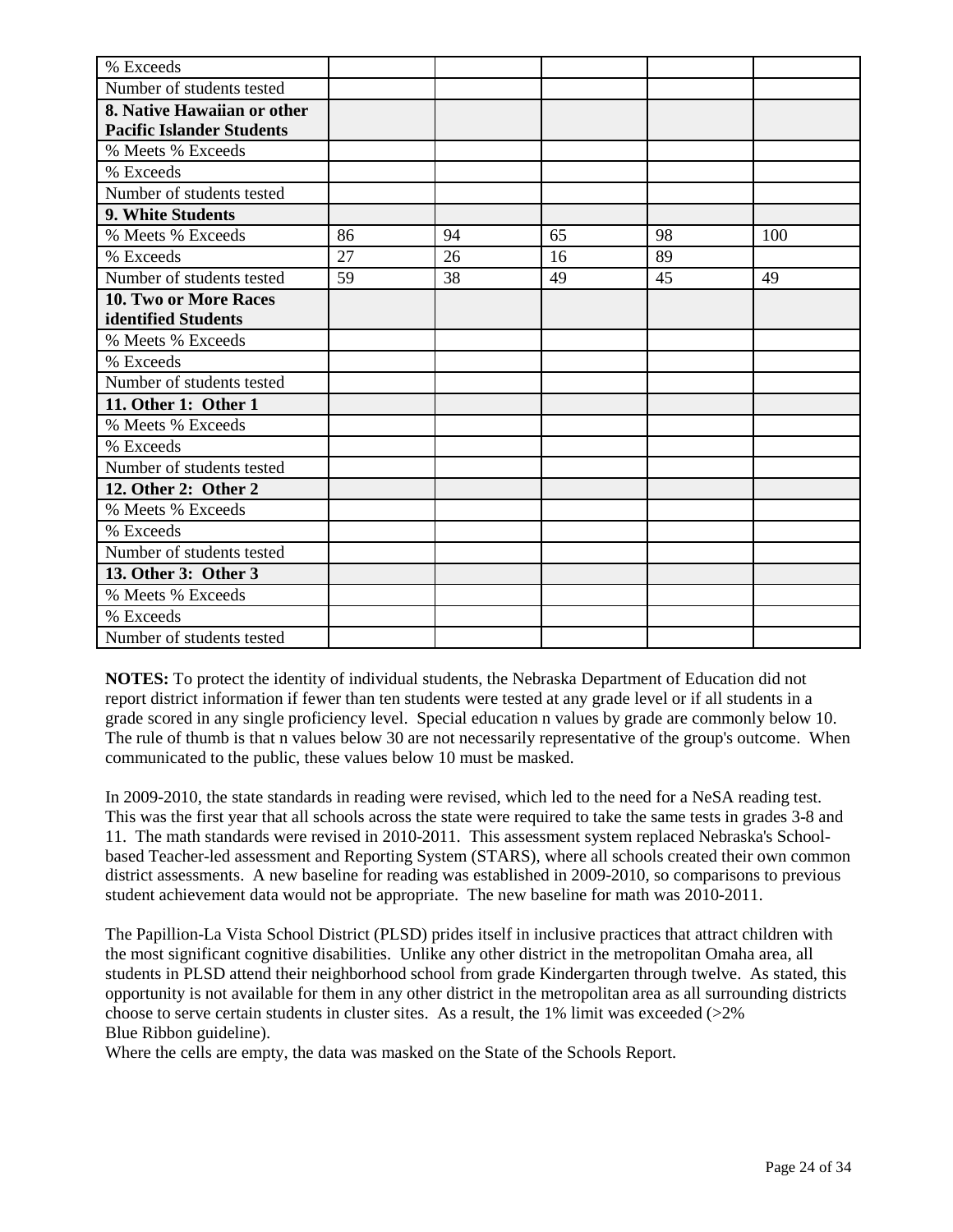| % Exceeds | | | | | |
|---|---|---|---|---|---|
| Number of students tested | | | | | |
| **8. Native Hawaiian or other Pacific Islander Students** | | | | | |
| % Meets % Exceeds | | | | | |
| % Exceeds | | | | | |
| Number of students tested | | | | | |
| **9. White Students** | | | | | |
| % Meets % Exceeds | 86 | 94 | 65 | 98 | 100 |
| % Exceeds | 27 | 26 | 16 | 89 | |
| Number of students tested | 59 | 38 | 49 | 45 | 49 |
| **10. Two or More Races identified Students** | | | | | |
| % Meets % Exceeds | | | | | |
| % Exceeds | | | | | |
| Number of students tested | | | | | |
| **11. Other 1: Other 1** | | | | | |
| % Meets % Exceeds | | | | | |
| % Exceeds | | | | | |
| Number of students tested | | | | | |
| **12. Other 2: Other 2** | | | | | |
| % Meets % Exceeds | | | | | |
| % Exceeds | | | | | |
| Number of students tested | | | | | |
| **13. Other 3: Other 3** | | | | | |
| % Meets % Exceeds | | | | | |
| % Exceeds | | | | | |
| Number of students tested | | | | | |

**NOTES:** To protect the identity of individual students, the Nebraska Department of Education did not report district information if fewer than ten students were tested at any grade level or if all students in a grade scored in any single proficiency level. Special education n values by grade are commonly below 10. The rule of thumb is that n values below 30 are not necessarily representative of the group's outcome. When communicated to the public, these values below 10 must be masked.

In 2009-2010, the state standards in reading were revised, which led to the need for a NeSA reading test. This was the first year that all schools across the state were required to take the same tests in grades 3-8 and 11. The math standards were revised in 2010-2011. This assessment system replaced Nebraska's School-based Teacher-led assessment and Reporting System (STARS), where all schools created their own common district assessments. A new baseline for reading was established in 2009-2010, so comparisons to previous student achievement data would not be appropriate. The new baseline for math was 2010-2011.

The Papillion-La Vista School District (PLSD) prides itself in inclusive practices that attract children with the most significant cognitive disabilities. Unlike any other district in the metropolitan Omaha area, all students in PLSD attend their neighborhood school from grade Kindergarten through twelve. As stated, this opportunity is not available for them in any other district in the metropolitan area as all surrounding districts choose to serve certain students in cluster sites. As a result, the 1% limit was exceeded (>2% Blue Ribbon guideline).

Where the cells are empty, the data was masked on the State of the Schools Report.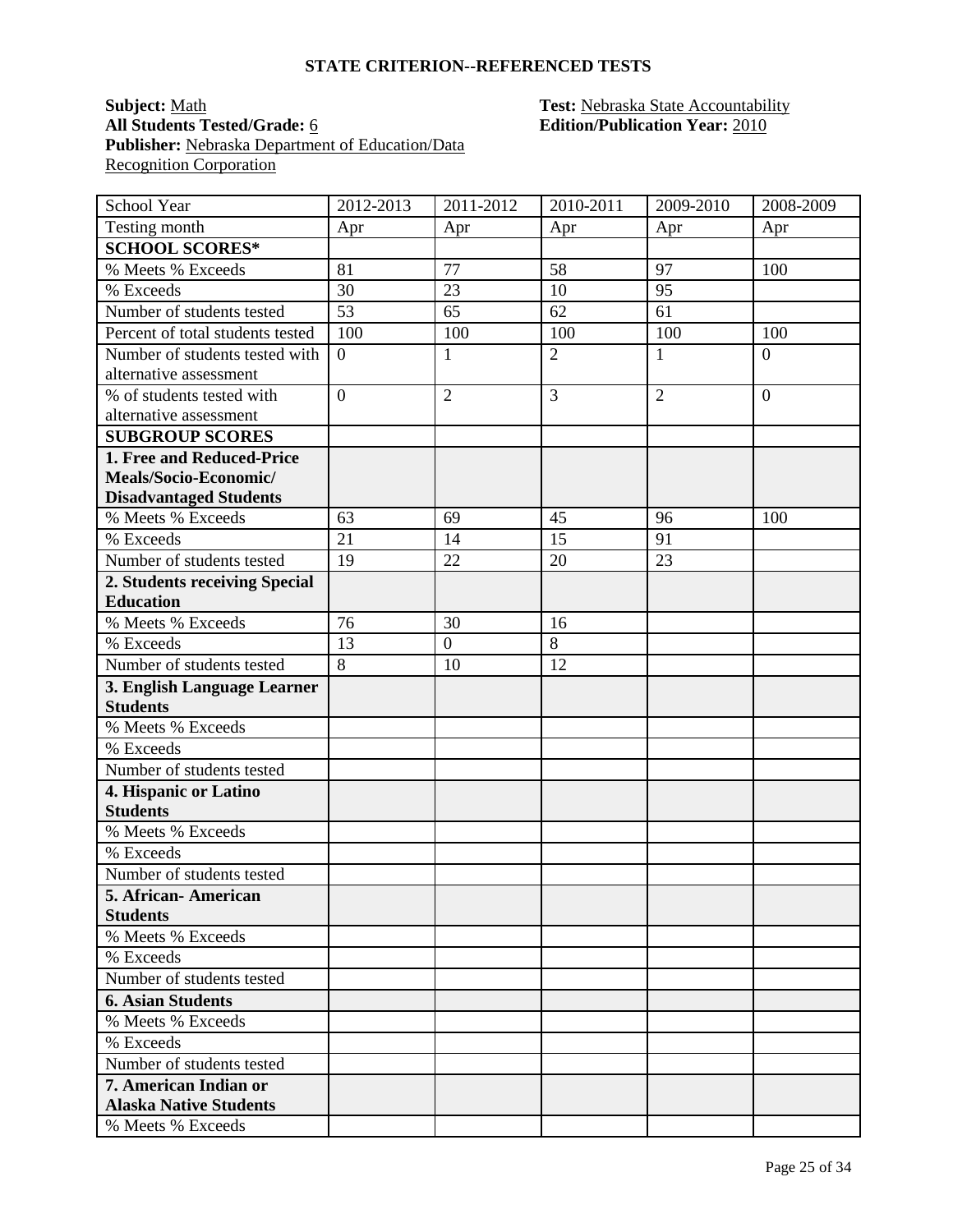## STATE CRITERION--REFERENCED TESTS

**Subject:** Math  
**Test:** Nebraska State Accountability  
**All Students Tested/Grade:** 6  
**Edition/Publication Year:** 2010  
**Publisher:** Nebraska Department of Education/Data Recognition Corporation

| School Year | 2012-2013 | 2011-2012 | 2010-2011 | 2009-2010 | 2008-2009 |
|---|---|---|---|---|---|
| Testing month | Apr | Apr | Apr | Apr | Apr |
| **SCHOOL SCORES*** | | | | | |
| % Meets % Exceeds | 81 | 77 | 58 | 97 | 100 |
| % Exceeds | 30 | 23 | 10 | 95 | |
| Number of students tested | 53 | 65 | 62 | 61 | |
| Percent of total students tested | 100 | 100 | 100 | 100 | 100 |
| Number of students tested with alternative assessment | 0 | 1 | 2 | 1 | 0 |
| % of students tested with alternative assessment | 0 | 2 | 3 | 2 | 0 |
| **SUBGROUP SCORES** | | | | | |
| **1. Free and Reduced-Price Meals/Socio-Economic/ Disadvantaged Students** | | | | | |
| % Meets % Exceeds | 63 | 69 | 45 | 96 | 100 |
| % Exceeds | 21 | 14 | 15 | 91 | |
| Number of students tested | 19 | 22 | 20 | 23 | |
| **2. Students receiving Special Education** | | | | | |
| % Meets % Exceeds | 76 | 30 | 16 | | |
| % Exceeds | 13 | 0 | 8 | | |
| Number of students tested | 8 | 10 | 12 | | |
| **3. English Language Learner Students** | | | | | |
| % Meets % Exceeds | | | | | |
| % Exceeds | | | | | |
| Number of students tested | | | | | |
| **4. Hispanic or Latino Students** | | | | | |
| % Meets % Exceeds | | | | | |
| % Exceeds | | | | | |
| Number of students tested | | | | | |
| **5. African- American Students** | | | | | |
| % Meets % Exceeds | | | | | |
| % Exceeds | | | | | |
| Number of students tested | | | | | |
| **6. Asian Students** | | | | | |
| % Meets % Exceeds | | | | | |
| % Exceeds | | | | | |
| Number of students tested | | | | | |
| **7. American Indian or Alaska Native Students** | | | | | |
| % Meets % Exceeds | | | | | |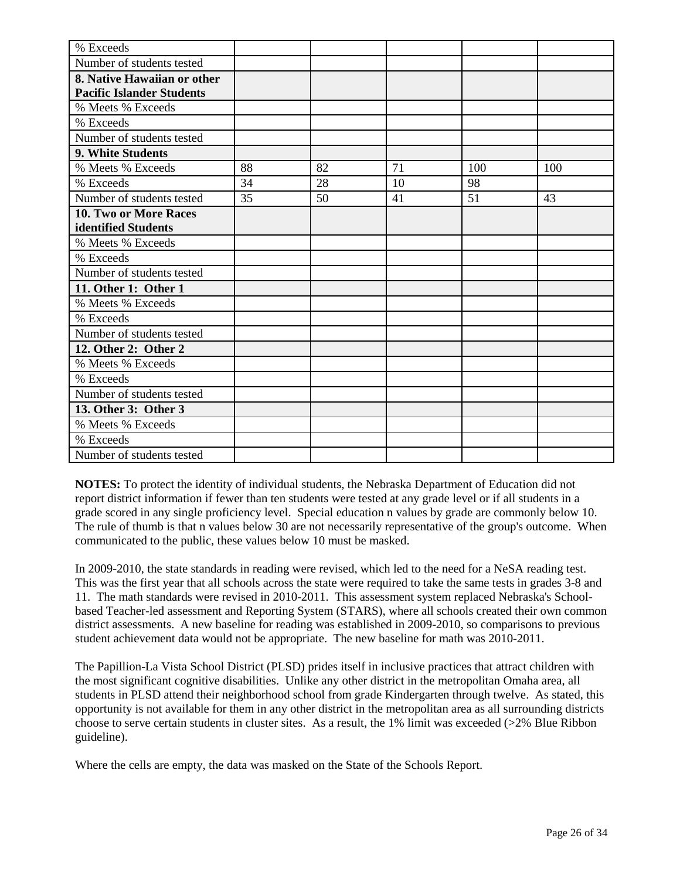| % Exceeds | | | | | |
|---|---|---|---|---|---|
| Number of students tested | | | | | |
| **8. Native Hawaiian or other Pacific Islander Students** | | | | | |
| % Meets % Exceeds | | | | | |
| % Exceeds | | | | | |
| Number of students tested | | | | | |
| **9. White Students** | | | | | |
| % Meets % Exceeds | 88 | 82 | 71 | 100 | 100 |
| % Exceeds | 34 | 28 | 10 | 98 | |
| Number of students tested | 35 | 50 | 41 | 51 | 43 |
| **10. Two or More Races identified Students** | | | | | |
| % Meets % Exceeds | | | | | |
| % Exceeds | | | | | |
| Number of students tested | | | | | |
| **11. Other 1: Other 1** | | | | | |
| % Meets % Exceeds | | | | | |
| % Exceeds | | | | | |
| Number of students tested | | | | | |
| **12. Other 2: Other 2** | | | | | |
| % Meets % Exceeds | | | | | |
| % Exceeds | | | | | |
| Number of students tested | | | | | |
| **13. Other 3: Other 3** | | | | | |
| % Meets % Exceeds | | | | | |
| % Exceeds | | | | | |
| Number of students tested | | | | | |

**NOTES:** To protect the identity of individual students, the Nebraska Department of Education did not report district information if fewer than ten students were tested at any grade level or if all students in a grade scored in any single proficiency level. Special education n values by grade are commonly below 10. The rule of thumb is that n values below 30 are not necessarily representative of the group's outcome. When communicated to the public, these values below 10 must be masked.

In 2009-2010, the state standards in reading were revised, which led to the need for a NeSA reading test. This was the first year that all schools across the state were required to take the same tests in grades 3-8 and 11. The math standards were revised in 2010-2011. This assessment system replaced Nebraska's School-based Teacher-led assessment and Reporting System (STARS), where all schools created their own common district assessments. A new baseline for reading was established in 2009-2010, so comparisons to previous student achievement data would not be appropriate. The new baseline for math was 2010-2011.

The Papillion-La Vista School District (PLSD) prides itself in inclusive practices that attract children with the most significant cognitive disabilities. Unlike any other district in the metropolitan Omaha area, all students in PLSD attend their neighborhood school from grade Kindergarten through twelve. As stated, this opportunity is not available for them in any other district in the metropolitan area as all surrounding districts choose to serve certain students in cluster sites. As a result, the 1% limit was exceeded (>2% Blue Ribbon guideline).

Where the cells are empty, the data was masked on the State of the Schools Report.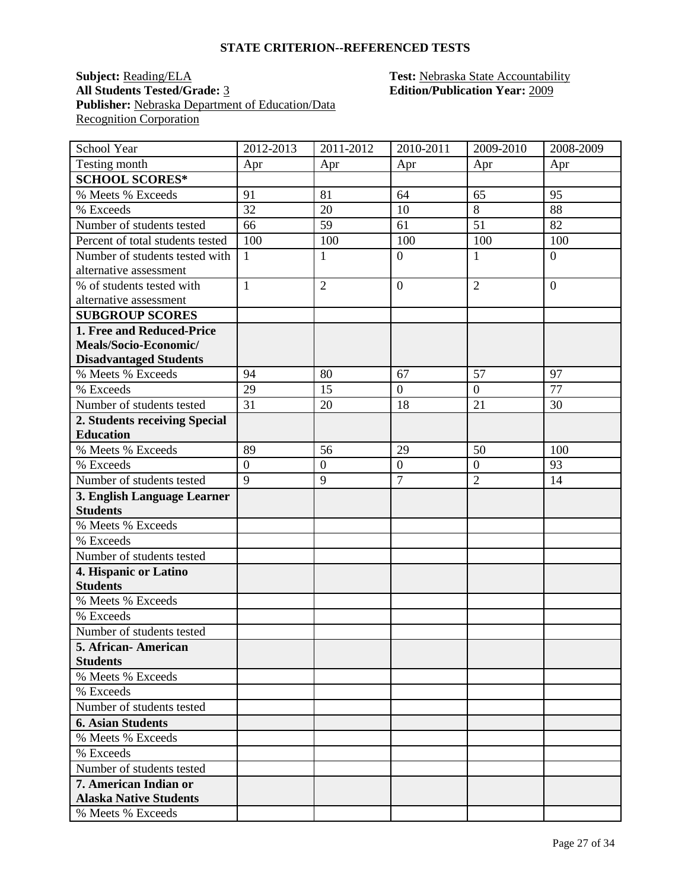## STATE CRITERION--REFERENCED TESTS

**Subject:** Reading/ELA
**All Students Tested/Grade:** 3
**Publisher:** Nebraska Department of Education/Data Recognition Corporation

**Test:** Nebraska State Accountability
**Edition/Publication Year:** 2009

| School Year | 2012-2013 | 2011-2012 | 2010-2011 | 2009-2010 | 2008-2009 |
|---|---|---|---|---|---|
| Testing month | Apr | Apr | Apr | Apr | Apr |
| **SCHOOL SCORES*** | | | | | |
| % Meets % Exceeds | 91 | 81 | 64 | 65 | 95 |
| % Exceeds | 32 | 20 | 10 | 8 | 88 |
| Number of students tested | 66 | 59 | 61 | 51 | 82 |
| Percent of total students tested | 100 | 100 | 100 | 100 | 100 |
| Number of students tested with alternative assessment | 1 | 1 | 0 | 1 | 0 |
| % of students tested with alternative assessment | 1 | 2 | 0 | 2 | 0 |
| **SUBGROUP SCORES** | | | | | |
| **1. Free and Reduced-Price Meals/Socio-Economic/ Disadvantaged Students** | | | | | |
| % Meets % Exceeds | 94 | 80 | 67 | 57 | 97 |
| % Exceeds | 29 | 15 | 0 | 0 | 77 |
| Number of students tested | 31 | 20 | 18 | 21 | 30 |
| **2. Students receiving Special Education** | | | | | |
| % Meets % Exceeds | 89 | 56 | 29 | 50 | 100 |
| % Exceeds | 0 | 0 | 0 | 0 | 93 |
| Number of students tested | 9 | 9 | 7 | 2 | 14 |
| **3. English Language Learner Students** | | | | | |
| % Meets % Exceeds | | | | | |
| % Exceeds | | | | | |
| Number of students tested | | | | | |
| **4. Hispanic or Latino Students** | | | | | |
| % Meets % Exceeds | | | | | |
| % Exceeds | | | | | |
| Number of students tested | | | | | |
| **5. African- American Students** | | | | | |
| % Meets % Exceeds | | | | | |
| % Exceeds | | | | | |
| Number of students tested | | | | | |
| **6. Asian Students** | | | | | |
| % Meets % Exceeds | | | | | |
| % Exceeds | | | | | |
| Number of students tested | | | | | |
| **7. American Indian or Alaska Native Students** | | | | | |
| % Meets % Exceeds | | | | | |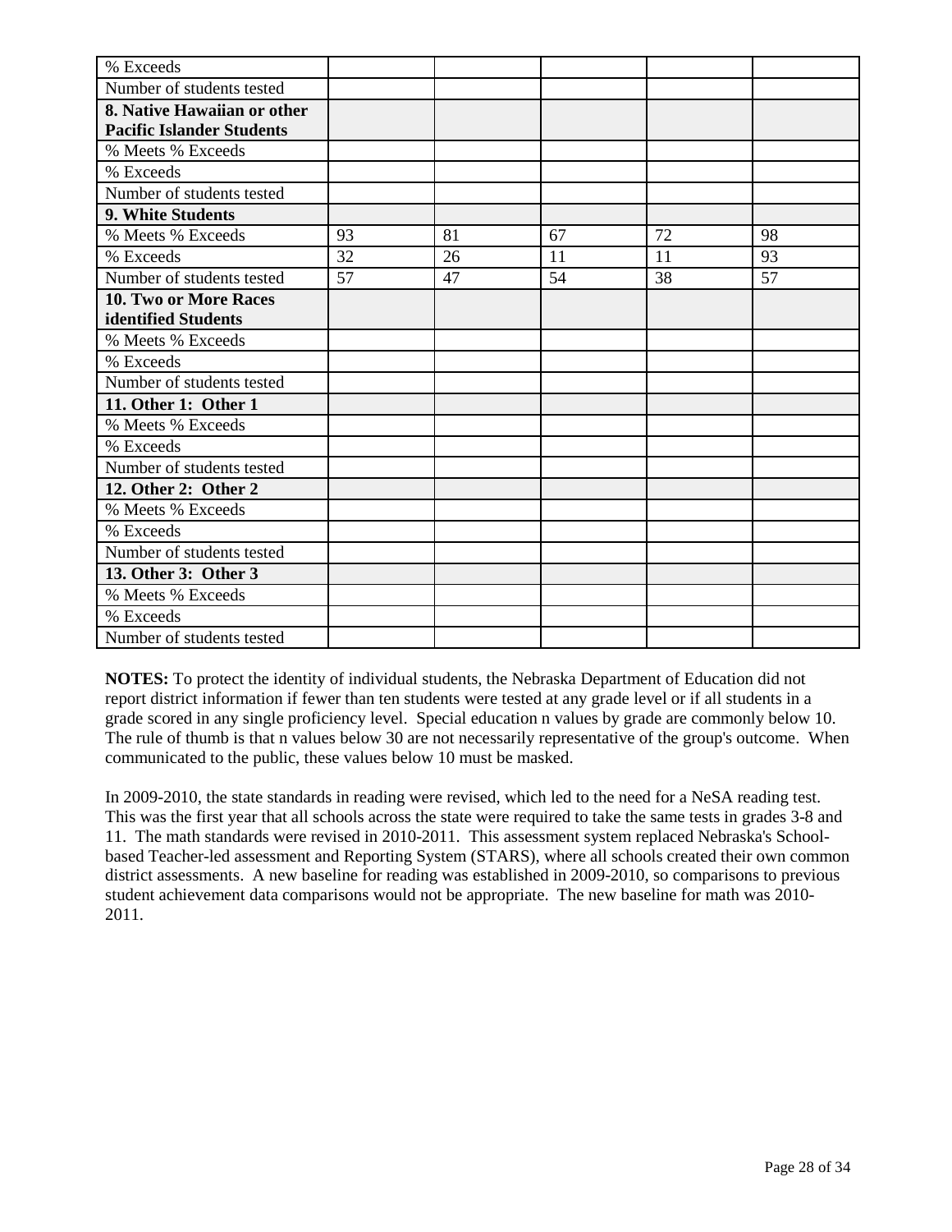| % Exceeds | | | | | |
|---|---|---|---|---|---|
| Number of students tested | | | | | |
| **8. Native Hawaiian or other Pacific Islander Students** | | | | | |
| % Meets % Exceeds | | | | | |
| % Exceeds | | | | | |
| Number of students tested | | | | | |
| **9. White Students** | | | | | |
| % Meets % Exceeds | 93 | 81 | 67 | 72 | 98 |
| % Exceeds | 32 | 26 | 11 | 11 | 93 |
| Number of students tested | 57 | 47 | 54 | 38 | 57 |
| **10. Two or More Races identified Students** | | | | | |
| % Meets % Exceeds | | | | | |
| % Exceeds | | | | | |
| Number of students tested | | | | | |
| **11. Other 1: Other 1** | | | | | |
| % Meets % Exceeds | | | | | |
| % Exceeds | | | | | |
| Number of students tested | | | | | |
| **12. Other 2: Other 2** | | | | | |
| % Meets % Exceeds | | | | | |
| % Exceeds | | | | | |
| Number of students tested | | | | | |
| **13. Other 3: Other 3** | | | | | |
| % Meets % Exceeds | | | | | |
| % Exceeds | | | | | |
| Number of students tested | | | | | |

**NOTES:** To protect the identity of individual students, the Nebraska Department of Education did not report district information if fewer than ten students were tested at any grade level or if all students in a grade scored in any single proficiency level. Special education n values by grade are commonly below 10. The rule of thumb is that n values below 30 are not necessarily representative of the group's outcome. When communicated to the public, these values below 10 must be masked.

In 2009-2010, the state standards in reading were revised, which led to the need for a NeSA reading test. This was the first year that all schools across the state were required to take the same tests in grades 3-8 and 11. The math standards were revised in 2010-2011. This assessment system replaced Nebraska's School-based Teacher-led assessment and Reporting System (STARS), where all schools created their own common district assessments. A new baseline for reading was established in 2009-2010, so comparisons to previous student achievement data comparisons would not be appropriate. The new baseline for math was 2010-2011.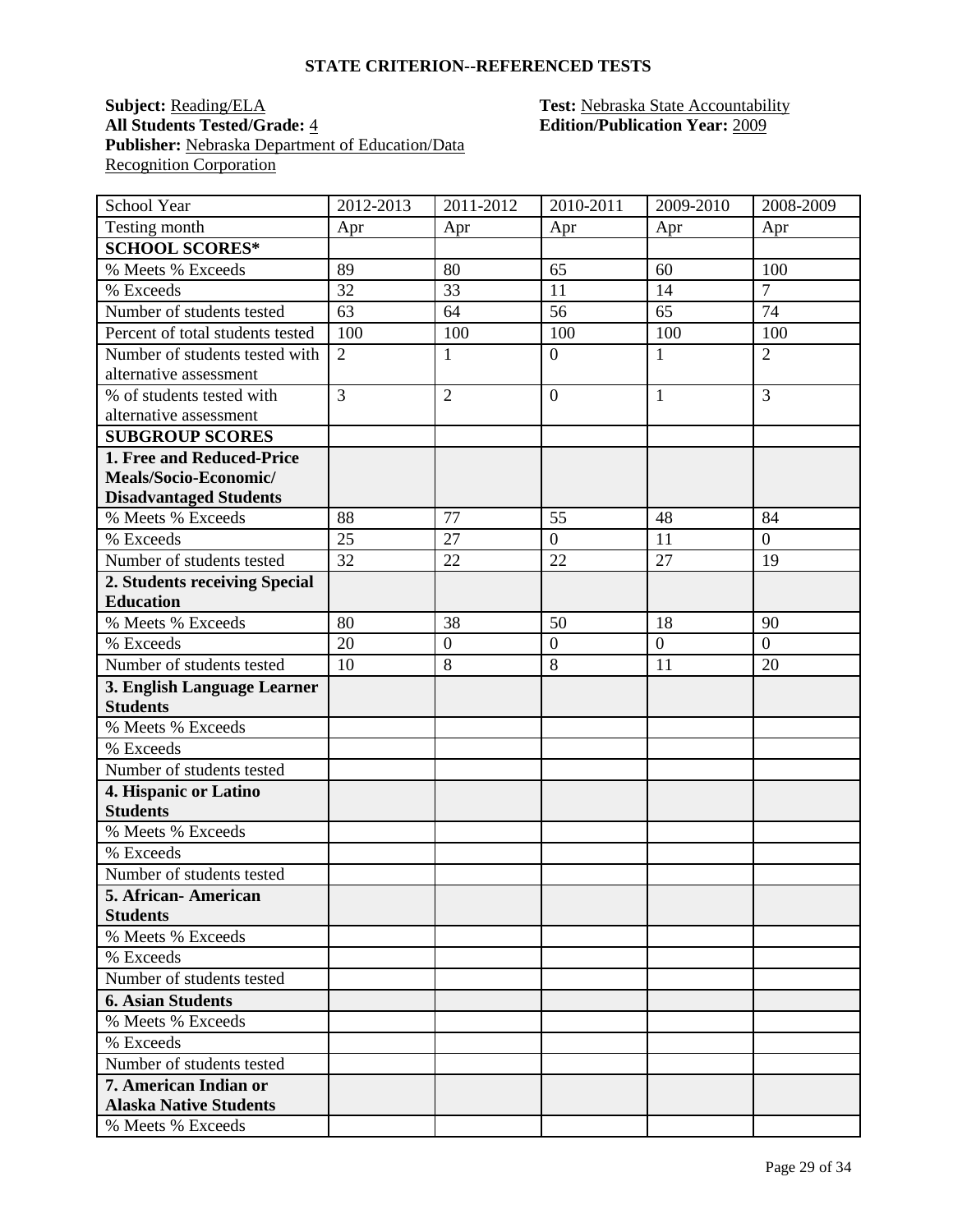## STATE CRITERION--REFERENCED TESTS

**Subject:** Reading/ELA
**All Students Tested/Grade:** 4
**Publisher:** Nebraska Department of Education/Data Recognition Corporation
**Test:** Nebraska State Accountability
**Edition/Publication Year:** 2009

| School Year | 2012-2013 | 2011-2012 | 2010-2011 | 2009-2010 | 2008-2009 |
|---|---|---|---|---|---|
| Testing month | Apr | Apr | Apr | Apr | Apr |
| **SCHOOL SCORES*** | | | | | |
| % Meets % Exceeds | 89 | 80 | 65 | 60 | 100 |
| % Exceeds | 32 | 33 | 11 | 14 | 7 |
| Number of students tested | 63 | 64 | 56 | 65 | 74 |
| Percent of total students tested | 100 | 100 | 100 | 100 | 100 |
| Number of students tested with alternative assessment | 2 | 1 | 0 | 1 | 2 |
| % of students tested with alternative assessment | 3 | 2 | 0 | 1 | 3 |
| **SUBGROUP SCORES** | | | | | |
| **1. Free and Reduced-Price Meals/Socio-Economic/ Disadvantaged Students** | | | | | |
| % Meets % Exceeds | 88 | 77 | 55 | 48 | 84 |
| % Exceeds | 25 | 27 | 0 | 11 | 0 |
| Number of students tested | 32 | 22 | 22 | 27 | 19 |
| **2. Students receiving Special Education** | | | | | |
| % Meets % Exceeds | 80 | 38 | 50 | 18 | 90 |
| % Exceeds | 20 | 0 | 0 | 0 | 0 |
| Number of students tested | 10 | 8 | 8 | 11 | 20 |
| **3. English Language Learner Students** | | | | | |
| % Meets % Exceeds | | | | | |
| % Exceeds | | | | | |
| Number of students tested | | | | | |
| **4. Hispanic or Latino Students** | | | | | |
| % Meets % Exceeds | | | | | |
| % Exceeds | | | | | |
| Number of students tested | | | | | |
| **5. African- American Students** | | | | | |
| % Meets % Exceeds | | | | | |
| % Exceeds | | | | | |
| Number of students tested | | | | | |
| **6. Asian Students** | | | | | |
| % Meets % Exceeds | | | | | |
| % Exceeds | | | | | |
| Number of students tested | | | | | |
| **7. American Indian or Alaska Native Students** | | | | | |
| % Meets % Exceeds | | | | | |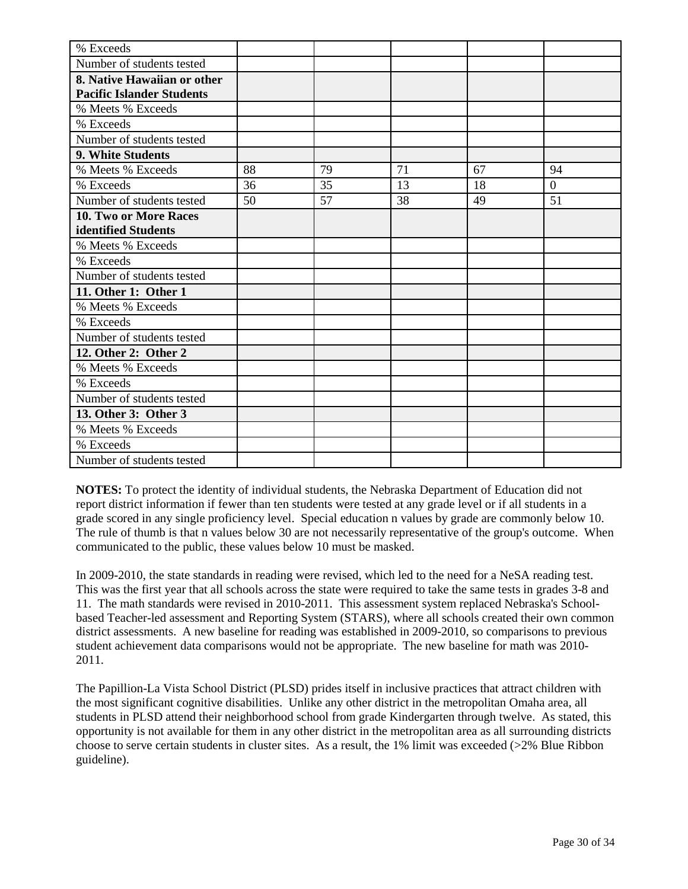| % Exceeds | | | | | |
|---|---|---|---|---|---|
| Number of students tested | | | | | |
| **8. Native Hawaiian or other Pacific Islander Students** | | | | | |
| % Meets % Exceeds | | | | | |
| % Exceeds | | | | | |
| Number of students tested | | | | | |
| **9. White Students** | | | | | |
| % Meets % Exceeds | 88 | 79 | 71 | 67 | 94 |
| % Exceeds | 36 | 35 | 13 | 18 | 0 |
| Number of students tested | 50 | 57 | 38 | 49 | 51 |
| **10. Two or More Races identified Students** | | | | | |
| % Meets % Exceeds | | | | | |
| % Exceeds | | | | | |
| Number of students tested | | | | | |
| **11. Other 1: Other 1** | | | | | |
| % Meets % Exceeds | | | | | |
| % Exceeds | | | | | |
| Number of students tested | | | | | |
| **12. Other 2: Other 2** | | | | | |
| % Meets % Exceeds | | | | | |
| % Exceeds | | | | | |
| Number of students tested | | | | | |
| **13. Other 3: Other 3** | | | | | |
| % Meets % Exceeds | | | | | |
| % Exceeds | | | | | |
| Number of students tested | | | | | |

**NOTES:** To protect the identity of individual students, the Nebraska Department of Education did not report district information if fewer than ten students were tested at any grade level or if all students in a grade scored in any single proficiency level. Special education n values by grade are commonly below 10. The rule of thumb is that n values below 30 are not necessarily representative of the group's outcome. When communicated to the public, these values below 10 must be masked.

In 2009-2010, the state standards in reading were revised, which led to the need for a NeSA reading test. This was the first year that all schools across the state were required to take the same tests in grades 3-8 and 11. The math standards were revised in 2010-2011. This assessment system replaced Nebraska's School-based Teacher-led assessment and Reporting System (STARS), where all schools created their own common district assessments. A new baseline for reading was established in 2009-2010, so comparisons to previous student achievement data comparisons would not be appropriate. The new baseline for math was 2010-2011.

The Papillion-La Vista School District (PLSD) prides itself in inclusive practices that attract children with the most significant cognitive disabilities. Unlike any other district in the metropolitan Omaha area, all students in PLSD attend their neighborhood school from grade Kindergarten through twelve. As stated, this opportunity is not available for them in any other district in the metropolitan area as all surrounding districts choose to serve certain students in cluster sites. As a result, the 1% limit was exceeded (>2% Blue Ribbon guideline).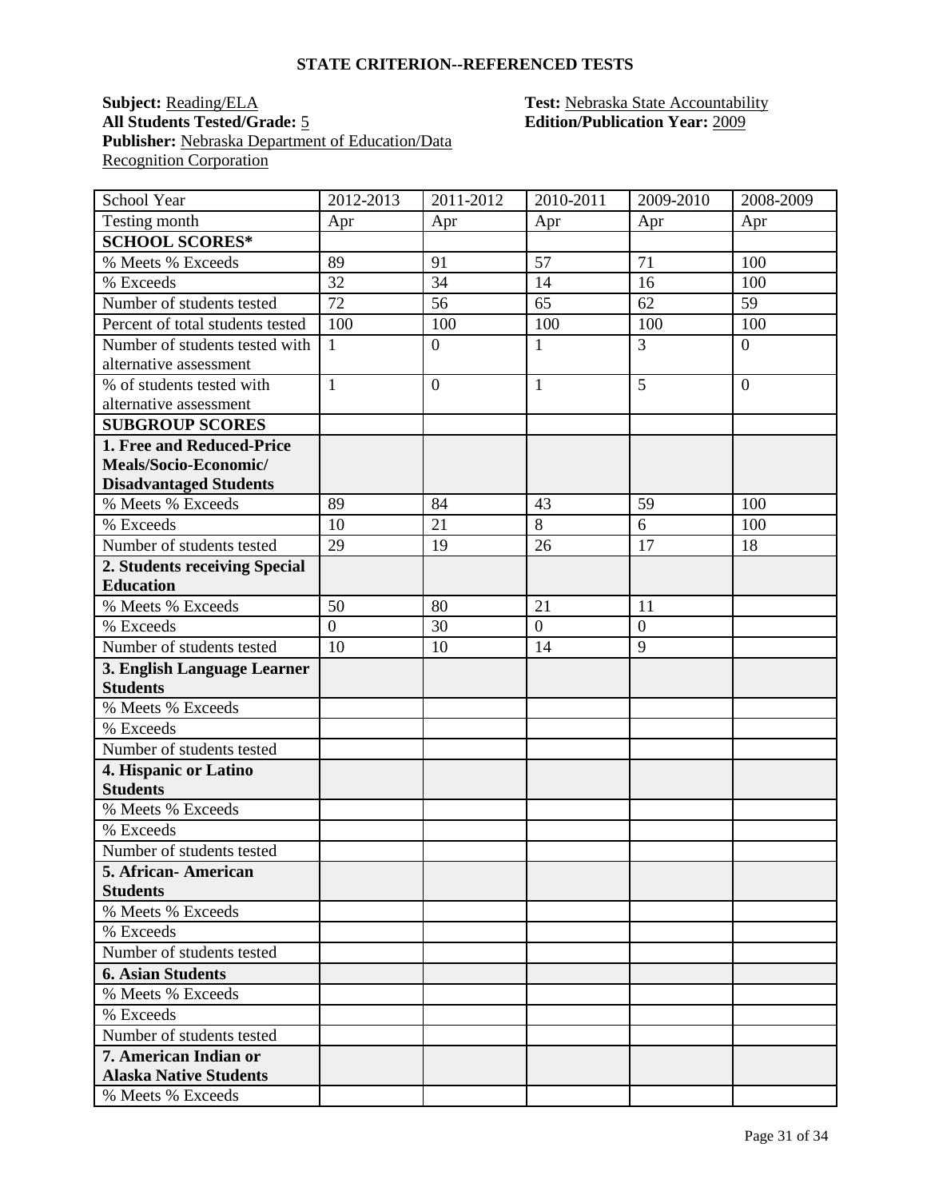## STATE CRITERION--REFERENCED TESTS

**Subject:** Reading/ELA
**Test:** Nebraska State Accountability
**All Students Tested/Grade:** 5
**Edition/Publication Year:** 2009
**Publisher:** Nebraska Department of Education/Data Recognition Corporation

| School Year | 2012-2013 | 2011-2012 | 2010-2011 | 2009-2010 | 2008-2009 |
|---|---|---|---|---|---|
| Testing month | Apr | Apr | Apr | Apr | Apr |
| **SCHOOL SCORES*** | | | | | |
| % Meets % Exceeds | 89 | 91 | 57 | 71 | 100 |
| % Exceeds | 32 | 34 | 14 | 16 | 100 |
| Number of students tested | 72 | 56 | 65 | 62 | 59 |
| Percent of total students tested | 100 | 100 | 100 | 100 | 100 |
| Number of students tested with alternative assessment | 1 | 0 | 1 | 3 | 0 |
| % of students tested with alternative assessment | 1 | 0 | 1 | 5 | 0 |
| **SUBGROUP SCORES** | | | | | |
| **1. Free and Reduced-Price Meals/Socio-Economic/ Disadvantaged Students** | | | | | |
| % Meets % Exceeds | 89 | 84 | 43 | 59 | 100 |
| % Exceeds | 10 | 21 | 8 | 6 | 100 |
| Number of students tested | 29 | 19 | 26 | 17 | 18 |
| **2. Students receiving Special Education** | | | | | |
| % Meets % Exceeds | 50 | 80 | 21 | 11 | |
| % Exceeds | 0 | 30 | 0 | 0 | |
| Number of students tested | 10 | 10 | 14 | 9 | |
| **3. English Language Learner Students** | | | | | |
| % Meets % Exceeds | | | | | |
| % Exceeds | | | | | |
| Number of students tested | | | | | |
| **4. Hispanic or Latino Students** | | | | | |
| % Meets % Exceeds | | | | | |
| % Exceeds | | | | | |
| Number of students tested | | | | | |
| **5. African- American Students** | | | | | |
| % Meets % Exceeds | | | | | |
| % Exceeds | | | | | |
| Number of students tested | | | | | |
| **6. Asian Students** | | | | | |
| % Meets % Exceeds | | | | | |
| % Exceeds | | | | | |
| Number of students tested | | | | | |
| **7. American Indian or Alaska Native Students** | | | | | |
| % Meets % Exceeds | | | | | |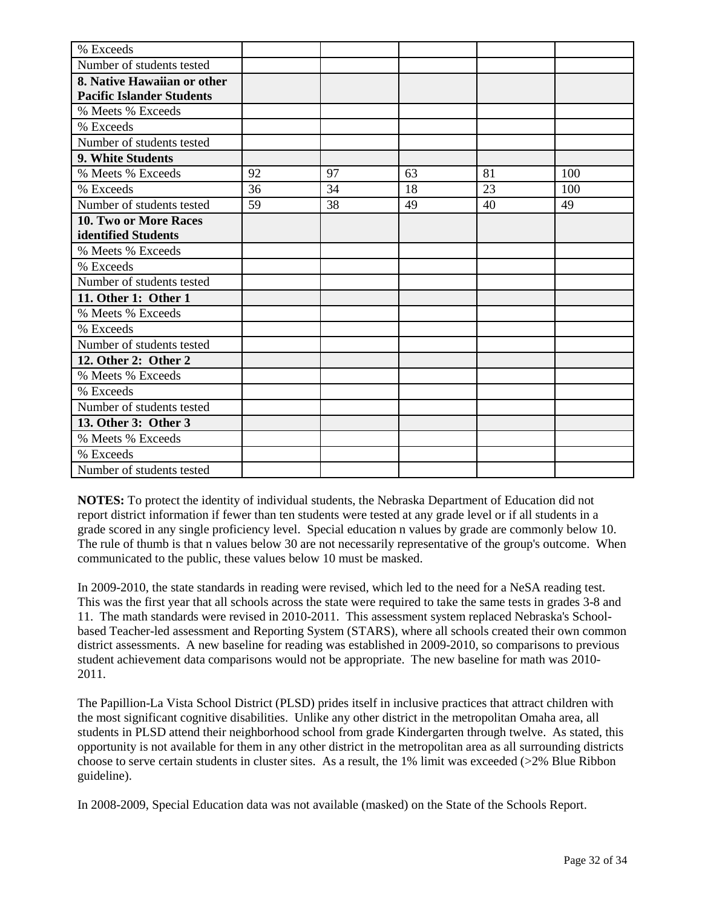| % Exceeds | | | | | |
|---|---|---|---|---|---|
| Number of students tested | | | | | |
| **8. Native Hawaiian or other Pacific Islander Students** | | | | | |
| % Meets % Exceeds | | | | | |
| % Exceeds | | | | | |
| Number of students tested | | | | | |
| **9. White Students** | | | | | |
| % Meets % Exceeds | 92 | 97 | 63 | 81 | 100 |
| % Exceeds | 36 | 34 | 18 | 23 | 100 |
| Number of students tested | 59 | 38 | 49 | 40 | 49 |
| **10. Two or More Races identified Students** | | | | | |
| % Meets % Exceeds | | | | | |
| % Exceeds | | | | | |
| Number of students tested | | | | | |
| **11. Other 1: Other 1** | | | | | |
| % Meets % Exceeds | | | | | |
| % Exceeds | | | | | |
| Number of students tested | | | | | |
| **12. Other 2: Other 2** | | | | | |
| % Meets % Exceeds | | | | | |
| % Exceeds | | | | | |
| Number of students tested | | | | | |
| **13. Other 3: Other 3** | | | | | |
| % Meets % Exceeds | | | | | |
| % Exceeds | | | | | |
| Number of students tested | | | | | |

**NOTES:** To protect the identity of individual students, the Nebraska Department of Education did not report district information if fewer than ten students were tested at any grade level or if all students in a grade scored in any single proficiency level. Special education n values by grade are commonly below 10. The rule of thumb is that n values below 30 are not necessarily representative of the group's outcome. When communicated to the public, these values below 10 must be masked.

In 2009-2010, the state standards in reading were revised, which led to the need for a NeSA reading test. This was the first year that all schools across the state were required to take the same tests in grades 3-8 and 11. The math standards were revised in 2010-2011. This assessment system replaced Nebraska's School-based Teacher-led assessment and Reporting System (STARS), where all schools created their own common district assessments. A new baseline for reading was established in 2009-2010, so comparisons to previous student achievement data comparisons would not be appropriate. The new baseline for math was 2010-2011.

The Papillion-La Vista School District (PLSD) prides itself in inclusive practices that attract children with the most significant cognitive disabilities. Unlike any other district in the metropolitan Omaha area, all students in PLSD attend their neighborhood school from grade Kindergarten through twelve. As stated, this opportunity is not available for them in any other district in the metropolitan area as all surrounding districts choose to serve certain students in cluster sites. As a result, the 1% limit was exceeded (>2% Blue Ribbon guideline).

In 2008-2009, Special Education data was not available (masked) on the State of the Schools Report.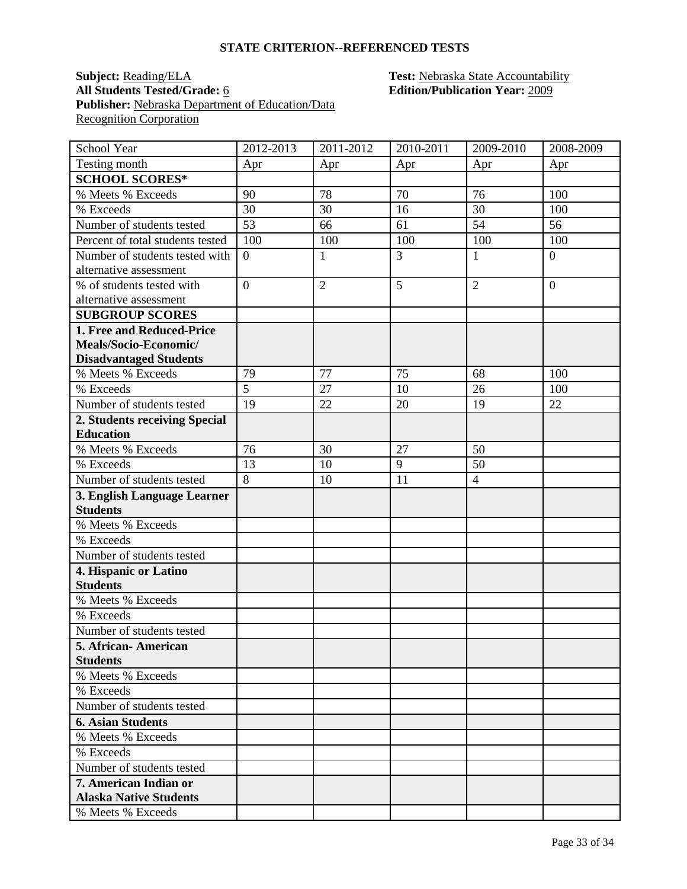### STATE CRITERION--REFERENCED TESTS

**Subject:** Reading/ELA  
**All Students Tested/Grade:** 6  
**Publisher:** Nebraska Department of Education/Data Recognition Corporation  
**Test:** Nebraska State Accountability  
**Edition/Publication Year:** 2009

| School Year | 2012-2013 | 2011-2012 | 2010-2011 | 2009-2010 | 2008-2009 |
|---|---|---|---|---|---|
| Testing month | Apr | Apr | Apr | Apr | Apr |
| **SCHOOL SCORES*** | | | | | |
| % Meets % Exceeds | 90 | 78 | 70 | 76 | 100 |
| % Exceeds | 30 | 30 | 16 | 30 | 100 |
| Number of students tested | 53 | 66 | 61 | 54 | 56 |
| Percent of total students tested | 100 | 100 | 100 | 100 | 100 |
| Number of students tested with alternative assessment | 0 | 1 | 3 | 1 | 0 |
| % of students tested with alternative assessment | 0 | 2 | 5 | 2 | 0 |
| **SUBGROUP SCORES** | | | | | |
| **1. Free and Reduced-Price Meals/Socio-Economic/ Disadvantaged Students** | | | | | |
| % Meets % Exceeds | 79 | 77 | 75 | 68 | 100 |
| % Exceeds | 5 | 27 | 10 | 26 | 100 |
| Number of students tested | 19 | 22 | 20 | 19 | 22 |
| **2. Students receiving Special Education** | | | | | |
| % Meets % Exceeds | 76 | 30 | 27 | 50 | |
| % Exceeds | 13 | 10 | 9 | 50 | |
| Number of students tested | 8 | 10 | 11 | 4 | |
| **3. English Language Learner Students** | | | | | |
| % Meets % Exceeds | | | | | |
| % Exceeds | | | | | |
| Number of students tested | | | | | |
| **4. Hispanic or Latino Students** | | | | | |
| % Meets % Exceeds | | | | | |
| % Exceeds | | | | | |
| Number of students tested | | | | | |
| **5. African- American Students** | | | | | |
| % Meets % Exceeds | | | | | |
| % Exceeds | | | | | |
| Number of students tested | | | | | |
| **6. Asian Students** | | | | | |
| % Meets % Exceeds | | | | | |
| % Exceeds | | | | | |
| Number of students tested | | | | | |
| **7. American Indian or Alaska Native Students** | | | | | |
| % Meets % Exceeds | | | | | |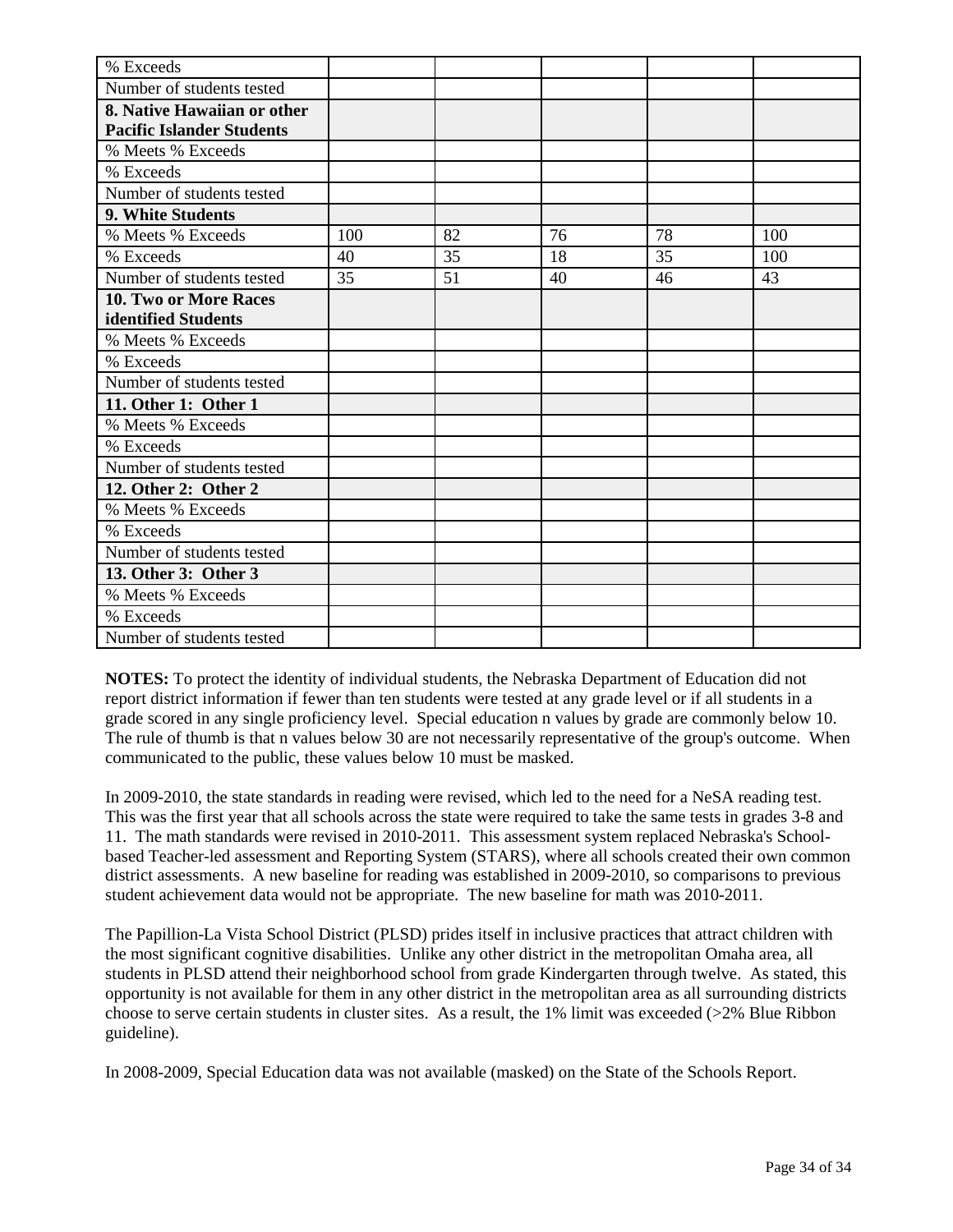| | | | | | |
|---|---|---|---|---|---|
| % Exceeds | | | | | |
| Number of students tested | | | | | |
| **8. Native Hawaiian or other Pacific Islander Students** | | | | | |
| % Meets % Exceeds | | | | | |
| % Exceeds | | | | | |
| Number of students tested | | | | | |
| **9. White Students** | | | | | |
| % Meets % Exceeds | 100 | 82 | 76 | 78 | 100 |
| % Exceeds | 40 | 35 | 18 | 35 | 100 |
| Number of students tested | 35 | 51 | 40 | 46 | 43 |
| **10. Two or More Races identified Students** | | | | | |
| % Meets % Exceeds | | | | | |
| % Exceeds | | | | | |
| Number of students tested | | | | | |
| **11. Other 1: Other 1** | | | | | |
| % Meets % Exceeds | | | | | |
| % Exceeds | | | | | |
| Number of students tested | | | | | |
| **12. Other 2: Other 2** | | | | | |
| % Meets % Exceeds | | | | | |
| % Exceeds | | | | | |
| Number of students tested | | | | | |
| **13. Other 3: Other 3** | | | | | |
| % Meets % Exceeds | | | | | |
| % Exceeds | | | | | |
| Number of students tested | | | | | |

**NOTES:** To protect the identity of individual students, the Nebraska Department of Education did not report district information if fewer than ten students were tested at any grade level or if all students in a grade scored in any single proficiency level. Special education n values by grade are commonly below 10. The rule of thumb is that n values below 30 are not necessarily representative of the group's outcome. When communicated to the public, these values below 10 must be masked.

In 2009-2010, the state standards in reading were revised, which led to the need for a NeSA reading test. This was the first year that all schools across the state were required to take the same tests in grades 3-8 and 11. The math standards were revised in 2010-2011. This assessment system replaced Nebraska's School-based Teacher-led assessment and Reporting System (STARS), where all schools created their own common district assessments. A new baseline for reading was established in 2009-2010, so comparisons to previous student achievement data would not be appropriate. The new baseline for math was 2010-2011.

The Papillion-La Vista School District (PLSD) prides itself in inclusive practices that attract children with the most significant cognitive disabilities. Unlike any other district in the metropolitan Omaha area, all students in PLSD attend their neighborhood school from grade Kindergarten through twelve. As stated, this opportunity is not available for them in any other district in the metropolitan area as all surrounding districts choose to serve certain students in cluster sites. As a result, the 1% limit was exceeded (>2% Blue Ribbon guideline).

In 2008-2009, Special Education data was not available (masked) on the State of the Schools Report.